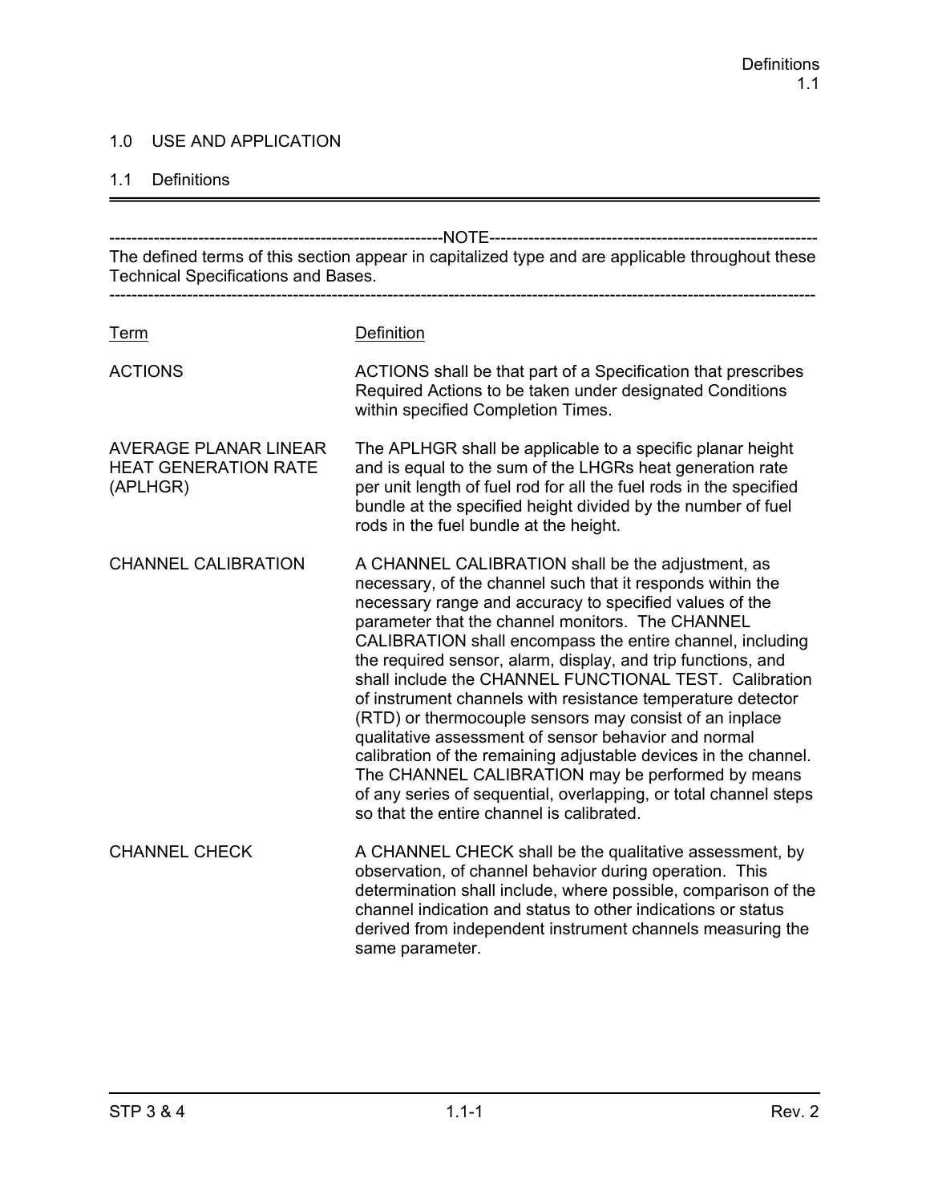## 1.0 USE AND APPLICATION

### 1.1 Definitions

---

-----------------------------------------------------------NOTE-----------------------------------------------------------

The defined terms of this section appear in capitalized type and are applicable throughout these Technical Specifications and Bases.

---

| Term | Definition |
|---|---|
| ACTIONS | ACTIONS shall be that part of a Specification that prescribes Required Actions to be taken under designated Conditions within specified Completion Times. |
| AVERAGE PLANAR LINEAR HEAT GENERATION RATE (APLHGR) | The APLHGR shall be applicable to a specific planar height and is equal to the sum of the LHGRs heat generation rate per unit length of fuel rod for all the fuel rods in the specified bundle at the specified height divided by the number of fuel rods in the fuel bundle at the height. |
| CHANNEL CALIBRATION | A CHANNEL CALIBRATION shall be the adjustment, as necessary, of the channel such that it responds within the necessary range and accuracy to specified values of the parameter that the channel monitors. The CHANNEL CALIBRATION shall encompass the entire channel, including the required sensor, alarm, display, and trip functions, and shall include the CHANNEL FUNCTIONAL TEST. Calibration of instrument channels with resistance temperature detector (RTD) or thermocouple sensors may consist of an inplace qualitative assessment of sensor behavior and normal calibration of the remaining adjustable devices in the channel. The CHANNEL CALIBRATION may be performed by means of any series of sequential, overlapping, or total channel steps so that the entire channel is calibrated. |
| CHANNEL CHECK | A CHANNEL CHECK shall be the qualitative assessment, by observation, of channel behavior during operation. This determination shall include, where possible, comparison of the channel indication and status to other indications or status derived from independent instrument channels measuring the same parameter. |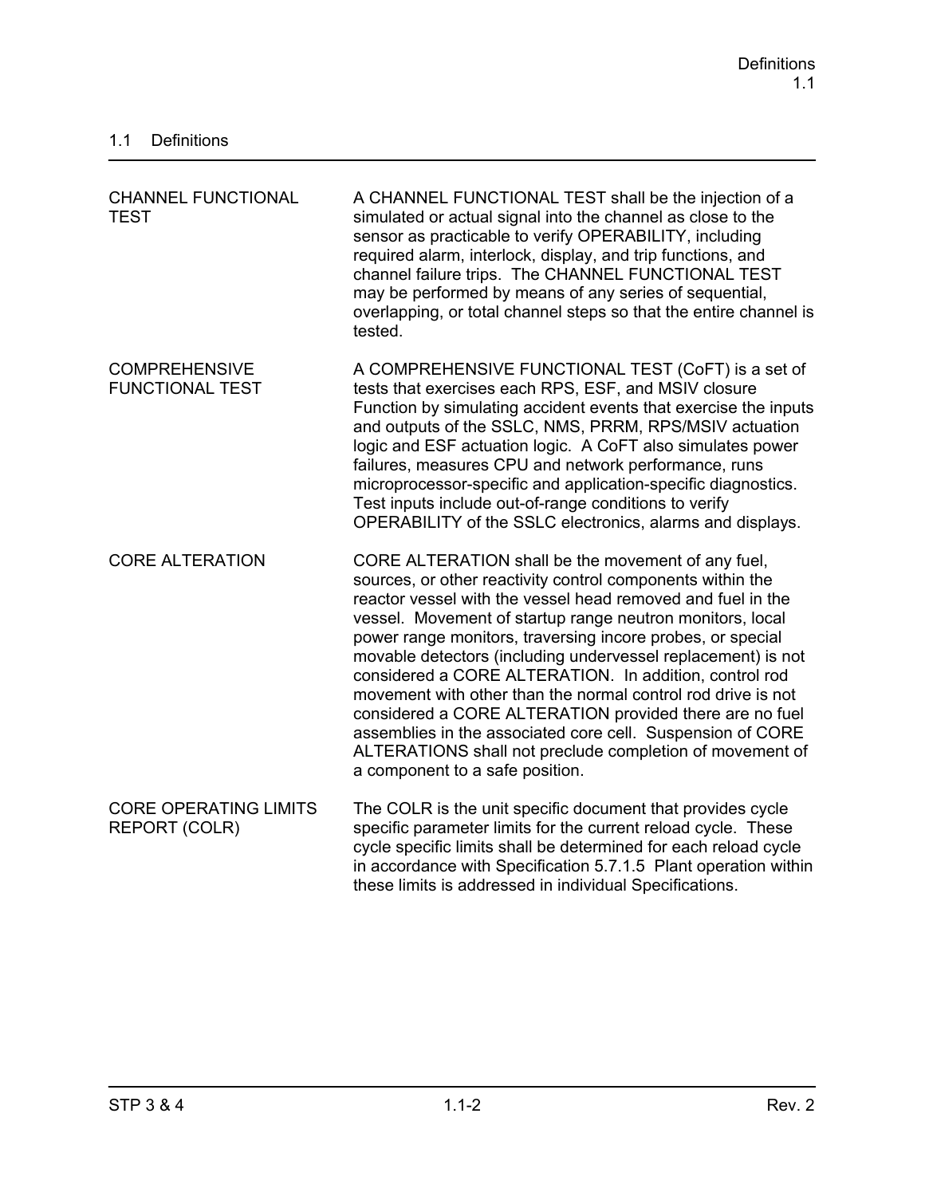## 1.1 Definitions

| | |
|---|---|
| CHANNEL FUNCTIONAL TEST | A CHANNEL FUNCTIONAL TEST shall be the injection of a simulated or actual signal into the channel as close to the sensor as practicable to verify OPERABILITY, including required alarm, interlock, display, and trip functions, and channel failure trips. The CHANNEL FUNCTIONAL TEST may be performed by means of any series of sequential, overlapping, or total channel steps so that the entire channel is tested. |
| COMPREHENSIVE FUNCTIONAL TEST | A COMPREHENSIVE FUNCTIONAL TEST (CoFT) is a set of tests that exercises each RPS, ESF, and MSIV closure Function by simulating accident events that exercise the inputs and outputs of the SSLC, NMS, PRRM, RPS/MSIV actuation logic and ESF actuation logic. A CoFT also simulates power failures, measures CPU and network performance, runs microprocessor-specific and application-specific diagnostics. Test inputs include out-of-range conditions to verify OPERABILITY of the SSLC electronics, alarms and displays. |
| CORE ALTERATION | CORE ALTERATION shall be the movement of any fuel, sources, or other reactivity control components within the reactor vessel with the vessel head removed and fuel in the vessel. Movement of startup range neutron monitors, local power range monitors, traversing incore probes, or special movable detectors (including undervessel replacement) is not considered a CORE ALTERATION. In addition, control rod movement with other than the normal control rod drive is not considered a CORE ALTERATION provided there are no fuel assemblies in the associated core cell. Suspension of CORE ALTERATIONS shall not preclude completion of movement of a component to a safe position. |
| CORE OPERATING LIMITS REPORT (COLR) | The COLR is the unit specific document that provides cycle specific parameter limits for the current reload cycle. These cycle specific limits shall be determined for each reload cycle in accordance with Specification 5.7.1.5 Plant operation within these limits is addressed in individual Specifications. |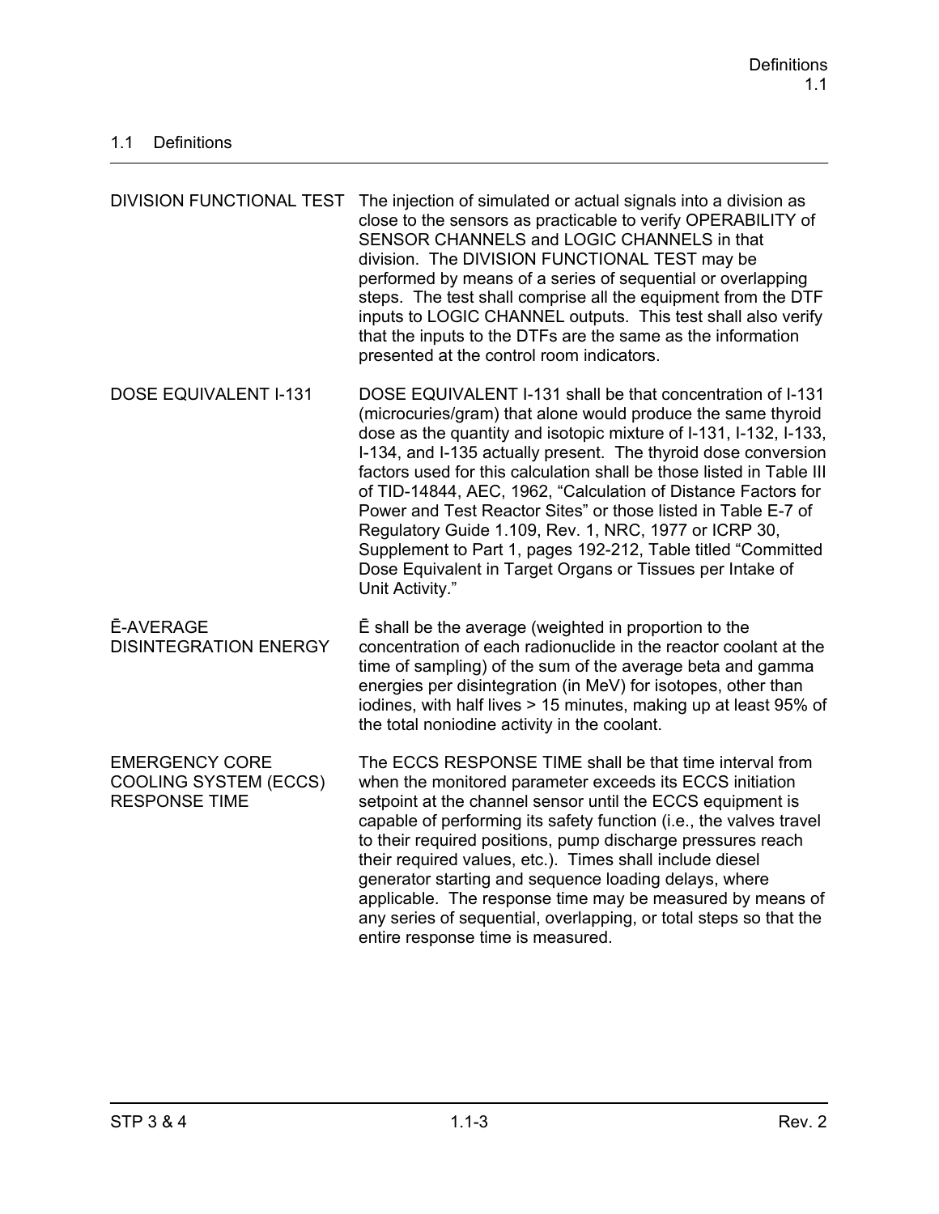## 1.1 Definitions

| | |
|---|---|
| DIVISION FUNCTIONAL TEST | The injection of simulated or actual signals into a division as close to the sensors as practicable to verify OPERABILITY of SENSOR CHANNELS and LOGIC CHANNELS in that division. The DIVISION FUNCTIONAL TEST may be performed by means of a series of sequential or overlapping steps. The test shall comprise all the equipment from the DTF inputs to LOGIC CHANNEL outputs. This test shall also verify that the inputs to the DTFs are the same as the information presented at the control room indicators. |
| DOSE EQUIVALENT I-131 | DOSE EQUIVALENT I-131 shall be that concentration of I-131 (microcuries/gram) that alone would produce the same thyroid dose as the quantity and isotopic mixture of I-131, I-132, I-133, I-134, and I-135 actually present. The thyroid dose conversion factors used for this calculation shall be those listed in Table III of TID-14844, AEC, 1962, "Calculation of Distance Factors for Power and Test Reactor Sites" or those listed in Table E-7 of Regulatory Guide 1.109, Rev. 1, NRC, 1977 or ICRP 30, Supplement to Part 1, pages 192-212, Table titled "Committed Dose Equivalent in Target Organs or Tissues per Intake of Unit Activity." |
| $\bar{E}$-AVERAGE DISINTEGRATION ENERGY | $\bar{E}$ shall be the average (weighted in proportion to the concentration of each radionuclide in the reactor coolant at the time of sampling) of the sum of the average beta and gamma energies per disintegration (in MeV) for isotopes, other than iodines, with half lives > 15 minutes, making up at least 95% of the total noniodine activity in the coolant. |
| EMERGENCY CORE COOLING SYSTEM (ECCS) RESPONSE TIME | The ECCS RESPONSE TIME shall be that time interval from when the monitored parameter exceeds its ECCS initiation setpoint at the channel sensor until the ECCS equipment is capable of performing its safety function (i.e., the valves travel to their required positions, pump discharge pressures reach their required values, etc.). Times shall include diesel generator starting and sequence loading delays, where applicable. The response time may be measured by means of any series of sequential, overlapping, or total steps so that the entire response time is measured. |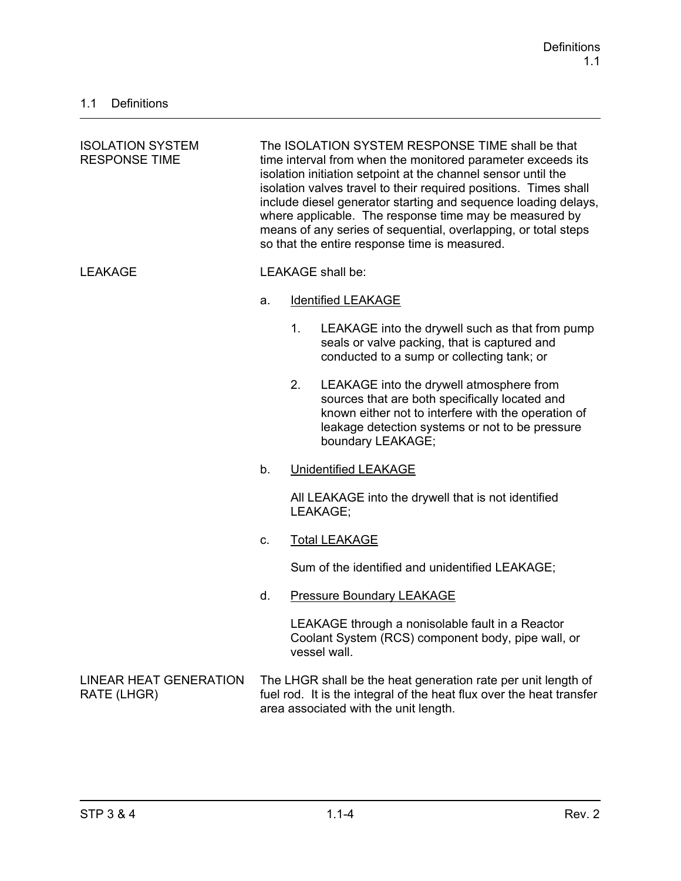## 1.1 Definitions

---

**ISOLATION SYSTEM RESPONSE TIME**

The ISOLATION SYSTEM RESPONSE TIME shall be that time interval from when the monitored parameter exceeds its isolation initiation setpoint at the channel sensor until the isolation valves travel to their required positions. Times shall include diesel generator starting and sequence loading delays, where applicable. The response time may be measured by means of any series of sequential, overlapping, or total steps so that the entire response time is measured.

**LEAKAGE**

LEAKAGE shall be:

a. Identified LEAKAGE

   1. LEAKAGE into the drywell such as that from pump seals or valve packing, that is captured and conducted to a sump or collecting tank; or

   2. LEAKAGE into the drywell atmosphere from sources that are both specifically located and known either not to interfere with the operation of leakage detection systems or not to be pressure boundary LEAKAGE;

b. Unidentified LEAKAGE

   All LEAKAGE into the drywell that is not identified LEAKAGE;

c. Total LEAKAGE

   Sum of the identified and unidentified LEAKAGE;

d. Pressure Boundary LEAKAGE

   LEAKAGE through a nonisolable fault in a Reactor Coolant System (RCS) component body, pipe wall, or vessel wall.

**LINEAR HEAT GENERATION RATE (LHGR)**

The LHGR shall be the heat generation rate per unit length of fuel rod. It is the integral of the heat flux over the heat transfer area associated with the unit length.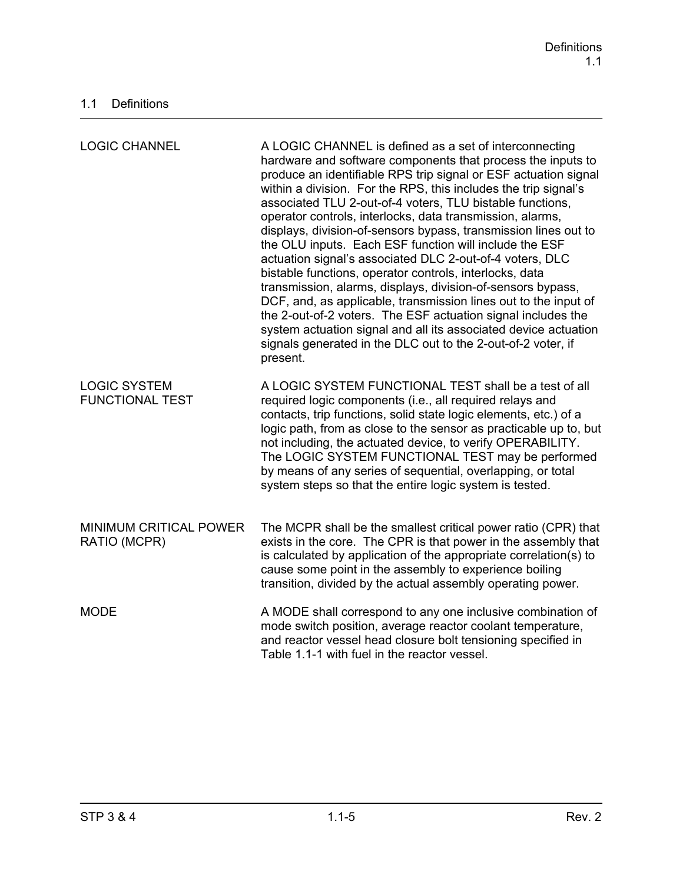## 1.1 Definitions

| | |
|---|---|
| LOGIC CHANNEL | A LOGIC CHANNEL is defined as a set of interconnecting hardware and software components that process the inputs to produce an identifiable RPS trip signal or ESF actuation signal within a division. For the RPS, this includes the trip signal's associated TLU 2-out-of-4 voters, TLU bistable functions, operator controls, interlocks, data transmission, alarms, displays, division-of-sensors bypass, transmission lines out to the OLU inputs. Each ESF function will include the ESF actuation signal's associated DLC 2-out-of-4 voters, DLC bistable functions, operator controls, interlocks, data transmission, alarms, displays, division-of-sensors bypass, DCF, and, as applicable, transmission lines out to the input of the 2-out-of-2 voters. The ESF actuation signal includes the system actuation signal and all its associated device actuation signals generated in the DLC out to the 2-out-of-2 voter, if present. |
| LOGIC SYSTEM FUNCTIONAL TEST | A LOGIC SYSTEM FUNCTIONAL TEST shall be a test of all required logic components (i.e., all required relays and contacts, trip functions, solid state logic elements, etc.) of a logic path, from as close to the sensor as practicable up to, but not including, the actuated device, to verify OPERABILITY. The LOGIC SYSTEM FUNCTIONAL TEST may be performed by means of any series of sequential, overlapping, or total system steps so that the entire logic system is tested. |
| MINIMUM CRITICAL POWER RATIO (MCPR) | The MCPR shall be the smallest critical power ratio (CPR) that exists in the core. The CPR is that power in the assembly that is calculated by application of the appropriate correlation(s) to cause some point in the assembly to experience boiling transition, divided by the actual assembly operating power. |
| MODE | A MODE shall correspond to any one inclusive combination of mode switch position, average reactor coolant temperature, and reactor vessel head closure bolt tensioning specified in Table 1.1-1 with fuel in the reactor vessel. |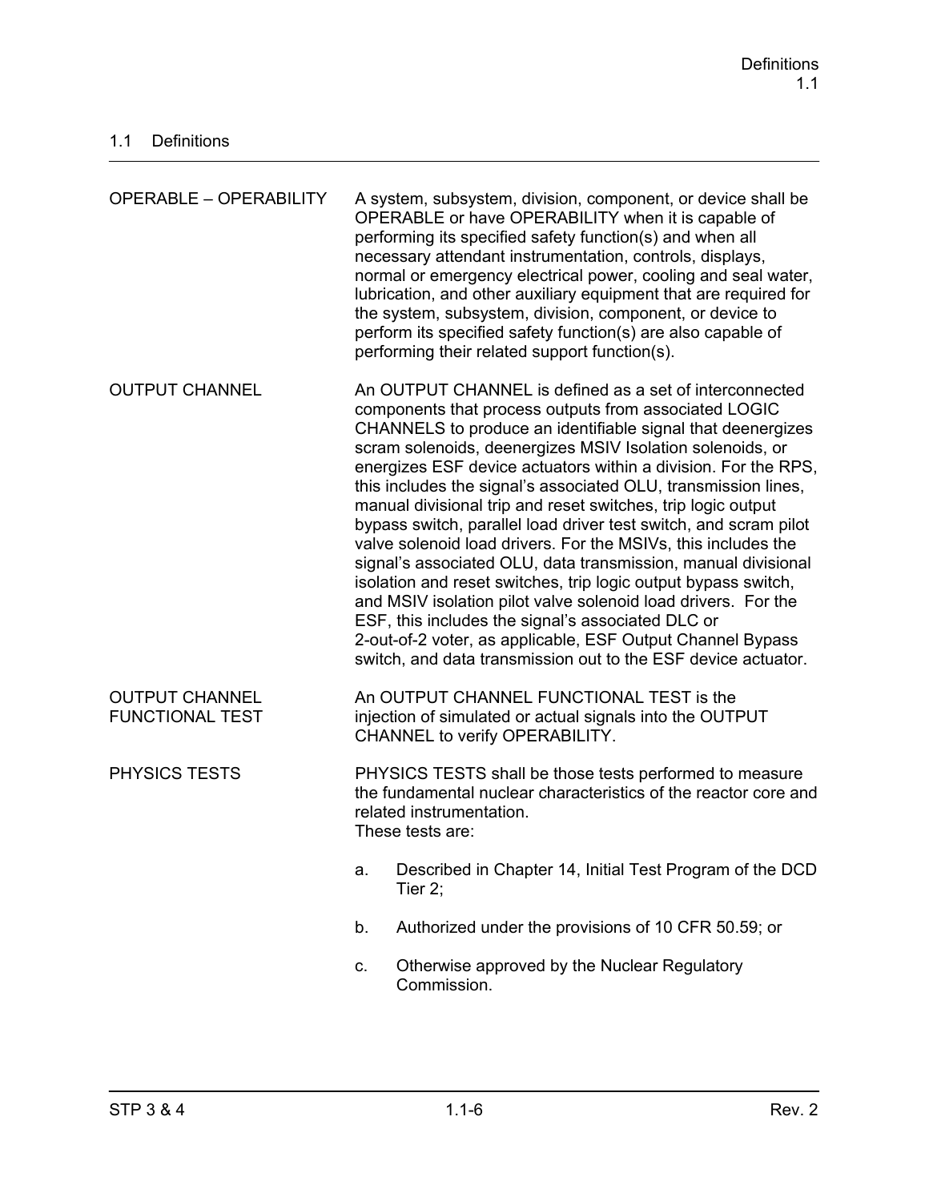## 1.1 Definitions

| | |
|---|---|
| OPERABLE – OPERABILITY | A system, subsystem, division, component, or device shall be OPERABLE or have OPERABILITY when it is capable of performing its specified safety function(s) and when all necessary attendant instrumentation, controls, displays, normal or emergency electrical power, cooling and seal water, lubrication, and other auxiliary equipment that are required for the system, subsystem, division, component, or device to perform its specified safety function(s) are also capable of performing their related support function(s). |
| OUTPUT CHANNEL | An OUTPUT CHANNEL is defined as a set of interconnected components that process outputs from associated LOGIC CHANNELS to produce an identifiable signal that deenergizes scram solenoids, deenergizes MSIV Isolation solenoids, or energizes ESF device actuators within a division. For the RPS, this includes the signal's associated OLU, transmission lines, manual divisional trip and reset switches, trip logic output bypass switch, parallel load driver test switch, and scram pilot valve solenoid load drivers. For the MSIVs, this includes the signal's associated OLU, data transmission, manual divisional isolation and reset switches, trip logic output bypass switch, and MSIV isolation pilot valve solenoid load drivers. For the ESF, this includes the signal's associated DLC or 2-out-of-2 voter, as applicable, ESF Output Channel Bypass switch, and data transmission out to the ESF device actuator. |
| OUTPUT CHANNEL FUNCTIONAL TEST | An OUTPUT CHANNEL FUNCTIONAL TEST is the injection of simulated or actual signals into the OUTPUT CHANNEL to verify OPERABILITY. |
| PHYSICS TESTS | PHYSICS TESTS shall be those tests performed to measure the fundamental nuclear characteristics of the reactor core and related instrumentation.<br>These tests are:<br>a. Described in Chapter 14, Initial Test Program of the DCD Tier 2;<br>b. Authorized under the provisions of 10 CFR 50.59; or<br>c. Otherwise approved by the Nuclear Regulatory Commission. |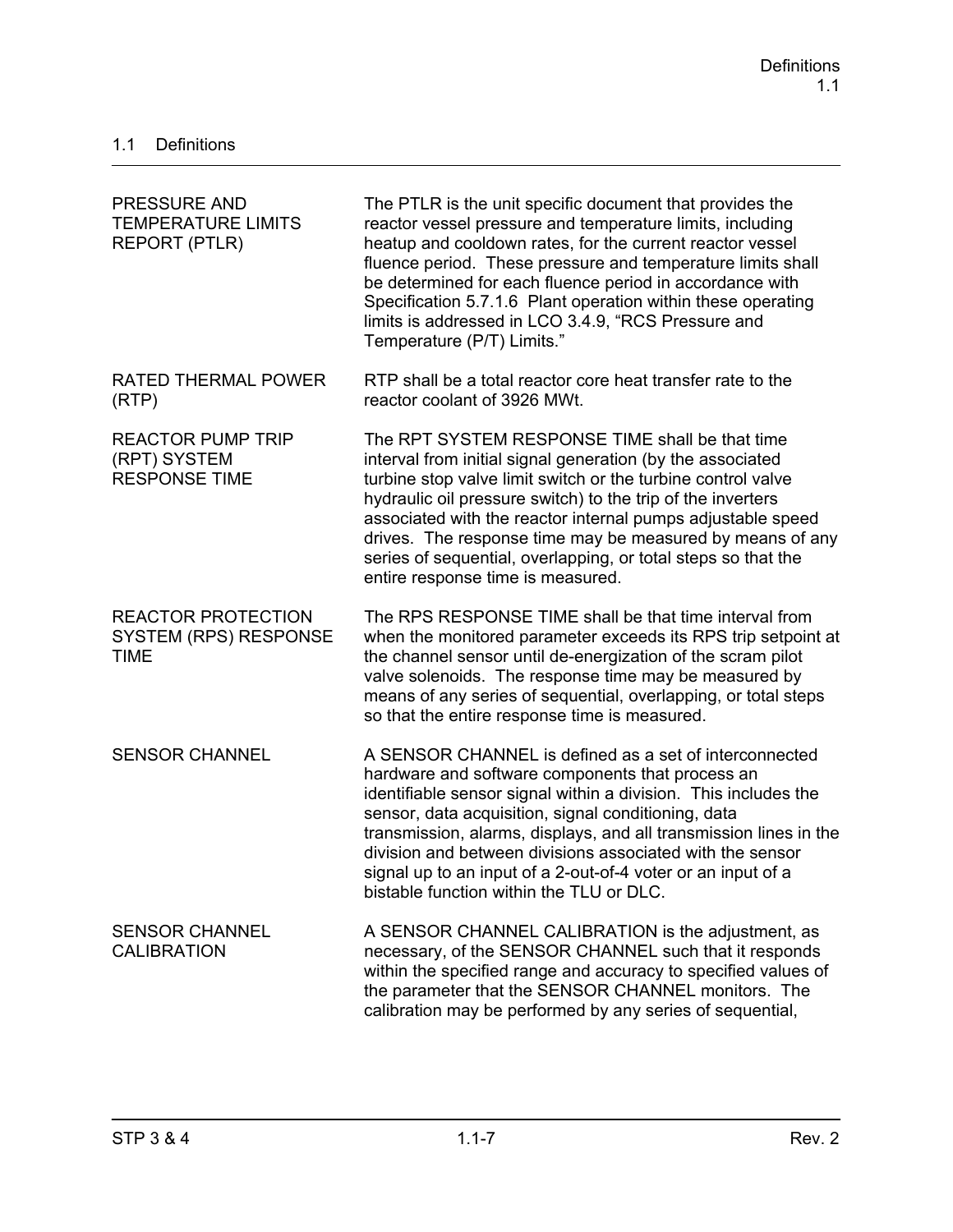## 1.1 Definitions

| | |
|---|---|
| PRESSURE AND TEMPERATURE LIMITS REPORT (PTLR) | The PTLR is the unit specific document that provides the reactor vessel pressure and temperature limits, including heatup and cooldown rates, for the current reactor vessel fluence period. These pressure and temperature limits shall be determined for each fluence period in accordance with Specification 5.7.1.6 Plant operation within these operating limits is addressed in LCO 3.4.9, "RCS Pressure and Temperature (P/T) Limits." |
| RATED THERMAL POWER (RTP) | RTP shall be a total reactor core heat transfer rate to the reactor coolant of 3926 MWt. |
| REACTOR PUMP TRIP (RPT) SYSTEM RESPONSE TIME | The RPT SYSTEM RESPONSE TIME shall be that time interval from initial signal generation (by the associated turbine stop valve limit switch or the turbine control valve hydraulic oil pressure switch) to the trip of the inverters associated with the reactor internal pumps adjustable speed drives. The response time may be measured by means of any series of sequential, overlapping, or total steps so that the entire response time is measured. |
| REACTOR PROTECTION SYSTEM (RPS) RESPONSE TIME | The RPS RESPONSE TIME shall be that time interval from when the monitored parameter exceeds its RPS trip setpoint at the channel sensor until de-energization of the scram pilot valve solenoids. The response time may be measured by means of any series of sequential, overlapping, or total steps so that the entire response time is measured. |
| SENSOR CHANNEL | A SENSOR CHANNEL is defined as a set of interconnected hardware and software components that process an identifiable sensor signal within a division. This includes the sensor, data acquisition, signal conditioning, data transmission, alarms, displays, and all transmission lines in the division and between divisions associated with the sensor signal up to an input of a 2-out-of-4 voter or an input of a bistable function within the TLU or DLC. |
| SENSOR CHANNEL CALIBRATION | A SENSOR CHANNEL CALIBRATION is the adjustment, as necessary, of the SENSOR CHANNEL such that it responds within the specified range and accuracy to specified values of the parameter that the SENSOR CHANNEL monitors. The calibration may be performed by any series of sequential, |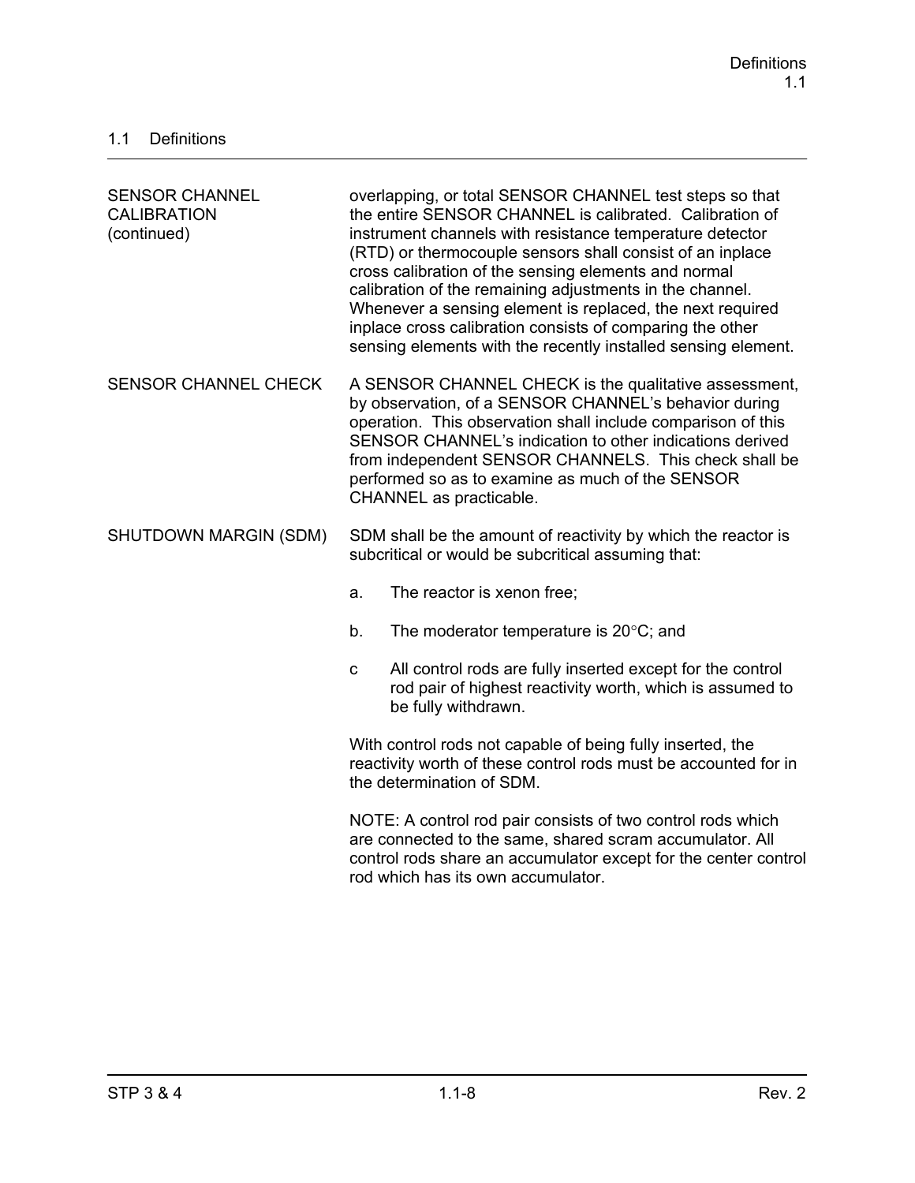## 1.1 Definitions

| | |
|---|---|
| SENSOR CHANNEL CALIBRATION (continued) | overlapping, or total SENSOR CHANNEL test steps so that the entire SENSOR CHANNEL is calibrated. Calibration of instrument channels with resistance temperature detector (RTD) or thermocouple sensors shall consist of an inplace cross calibration of the sensing elements and normal calibration of the remaining adjustments in the channel. Whenever a sensing element is replaced, the next required inplace cross calibration consists of comparing the other sensing elements with the recently installed sensing element. |
| SENSOR CHANNEL CHECK | A SENSOR CHANNEL CHECK is the qualitative assessment, by observation, of a SENSOR CHANNEL's behavior during operation. This observation shall include comparison of this SENSOR CHANNEL's indication to other indications derived from independent SENSOR CHANNELS. This check shall be performed so as to examine as much of the SENSOR CHANNEL as practicable. |
| SHUTDOWN MARGIN (SDM) | SDM shall be the amount of reactivity by which the reactor is subcritical or would be subcritical assuming that:<br><br>a. The reactor is xenon free;<br><br>b. The moderator temperature is 20°C; and<br><br>c All control rods are fully inserted except for the control rod pair of highest reactivity worth, which is assumed to be fully withdrawn.<br><br>With control rods not capable of being fully inserted, the reactivity worth of these control rods must be accounted for in the determination of SDM.<br><br>NOTE: A control rod pair consists of two control rods which are connected to the same, shared scram accumulator. All control rods share an accumulator except for the center control rod which has its own accumulator. |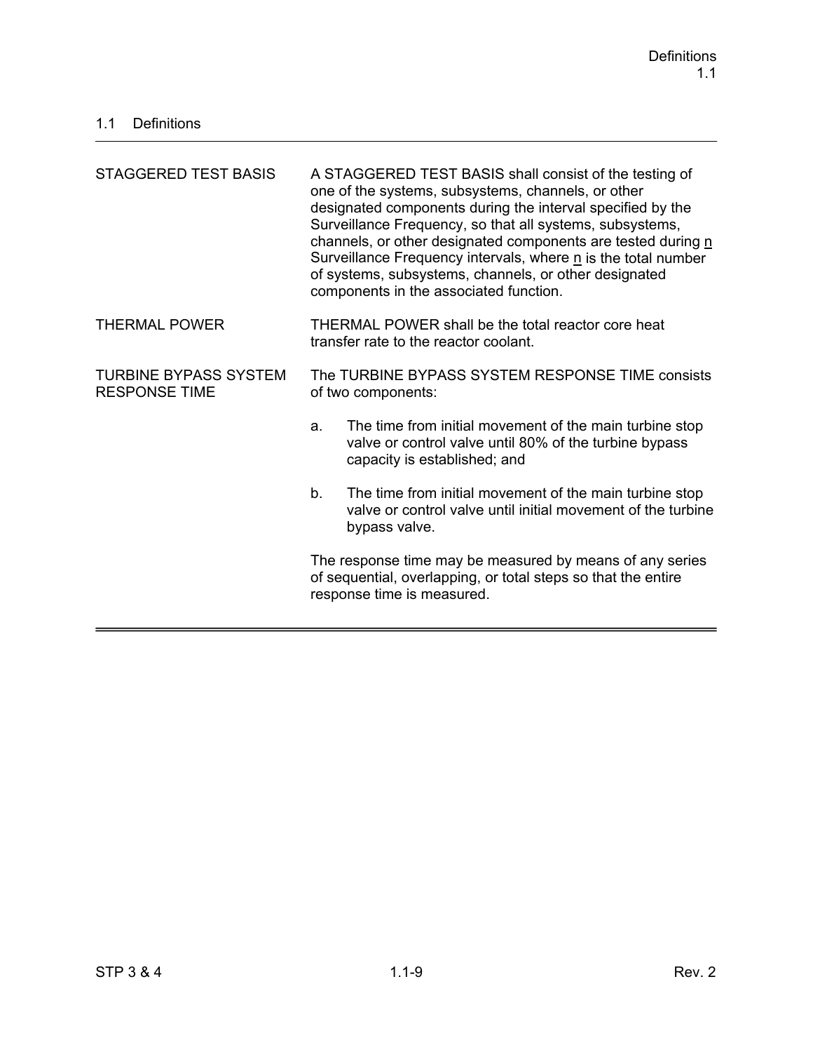## 1.1 Definitions

| | |
|---|---|
| STAGGERED TEST BASIS | A STAGGERED TEST BASIS shall consist of the testing of one of the systems, subsystems, channels, or other designated components during the interval specified by the Surveillance Frequency, so that all systems, subsystems, channels, or other designated components are tested during n Surveillance Frequency intervals, where n is the total number of systems, subsystems, channels, or other designated components in the associated function. |
| THERMAL POWER | THERMAL POWER shall be the total reactor core heat transfer rate to the reactor coolant. |
| TURBINE BYPASS SYSTEM RESPONSE TIME | The TURBINE BYPASS SYSTEM RESPONSE TIME consists of two components:<br><br>a. The time from initial movement of the main turbine stop valve or control valve until 80% of the turbine bypass capacity is established; and<br><br>b. The time from initial movement of the main turbine stop valve or control valve until initial movement of the turbine bypass valve.<br><br>The response time may be measured by means of any series of sequential, overlapping, or total steps so that the entire response time is measured. |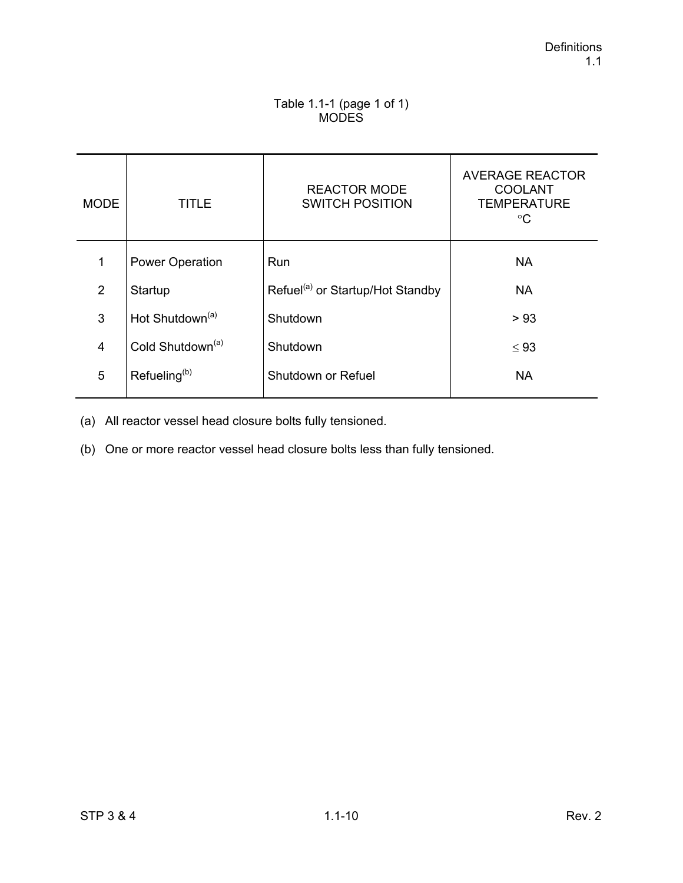Table 1.1-1 (page 1 of 1)
MODES

| MODE | TITLE | REACTOR MODE SWITCH POSITION | AVERAGE REACTOR COOLANT TEMPERATURE °C |
|---|---|---|---|
| 1 | Power Operation | Run | NA |
| 2 | Startup | Refuel[a] or Startup/Hot Standby | NA |
| 3 | Hot Shutdown[a] | Shutdown | > 93 |
| 4 | Cold Shutdown[a] | Shutdown | ≤ 93 |
| 5 | Refueling[b] | Shutdown or Refuel | NA |

(a) All reactor vessel head closure bolts fully tensioned.

(b) One or more reactor vessel head closure bolts less than fully tensioned.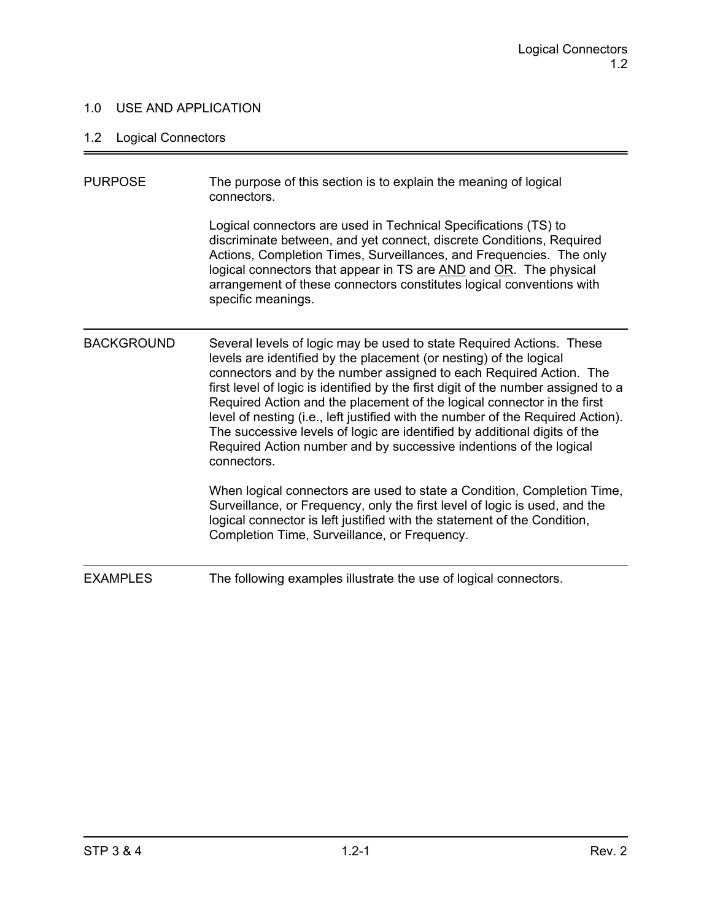## 1.0 USE AND APPLICATION

### 1.2 Logical Connectors

**PURPOSE**

The purpose of this section is to explain the meaning of logical connectors.

Logical connectors are used in Technical Specifications (TS) to discriminate between, and yet connect, discrete Conditions, Required Actions, Completion Times, Surveillances, and Frequencies. The only logical connectors that appear in TS are AND and OR. The physical arrangement of these connectors constitutes logical conventions with specific meanings.

**BACKGROUND**

Several levels of logic may be used to state Required Actions. These levels are identified by the placement (or nesting) of the logical connectors and by the number assigned to each Required Action. The first level of logic is identified by the first digit of the number assigned to a Required Action and the placement of the logical connector in the first level of nesting (i.e., left justified with the number of the Required Action). The successive levels of logic are identified by additional digits of the Required Action number and by successive indentions of the logical connectors.

When logical connectors are used to state a Condition, Completion Time, Surveillance, or Frequency, only the first level of logic is used, and the logical connector is left justified with the statement of the Condition, Completion Time, Surveillance, or Frequency.

**EXAMPLES**

The following examples illustrate the use of logical connectors.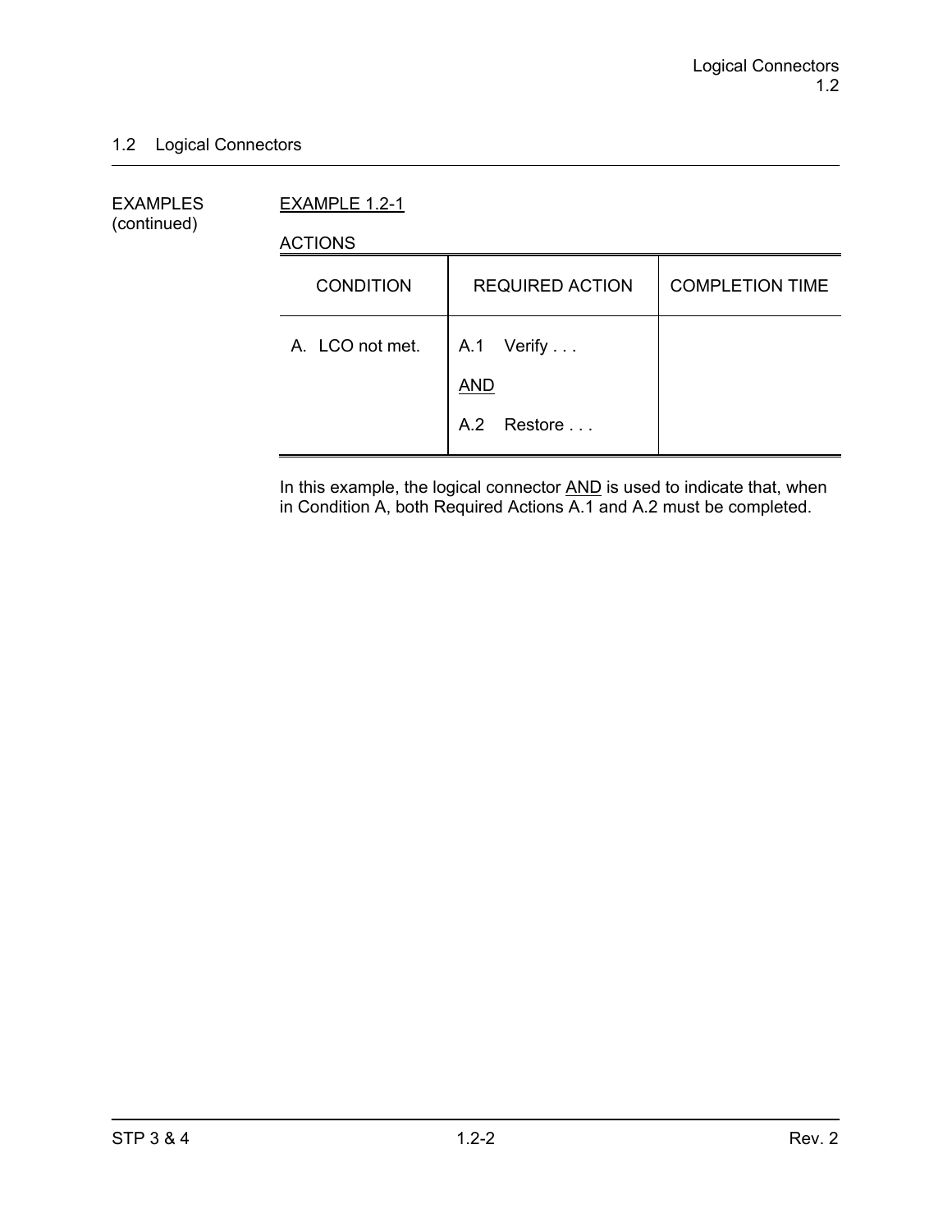## 1.2 Logical Connectors

EXAMPLES (continued)

EXAMPLE 1.2-1

ACTIONS

| CONDITION | REQUIRED ACTION | COMPLETION TIME |
|---|---|---|
| A. LCO not met. | A.1 Verify . . .<br><br>AND<br><br>A.2 Restore . . . | |

In this example, the logical connector AND is used to indicate that, when in Condition A, both Required Actions A.1 and A.2 must be completed.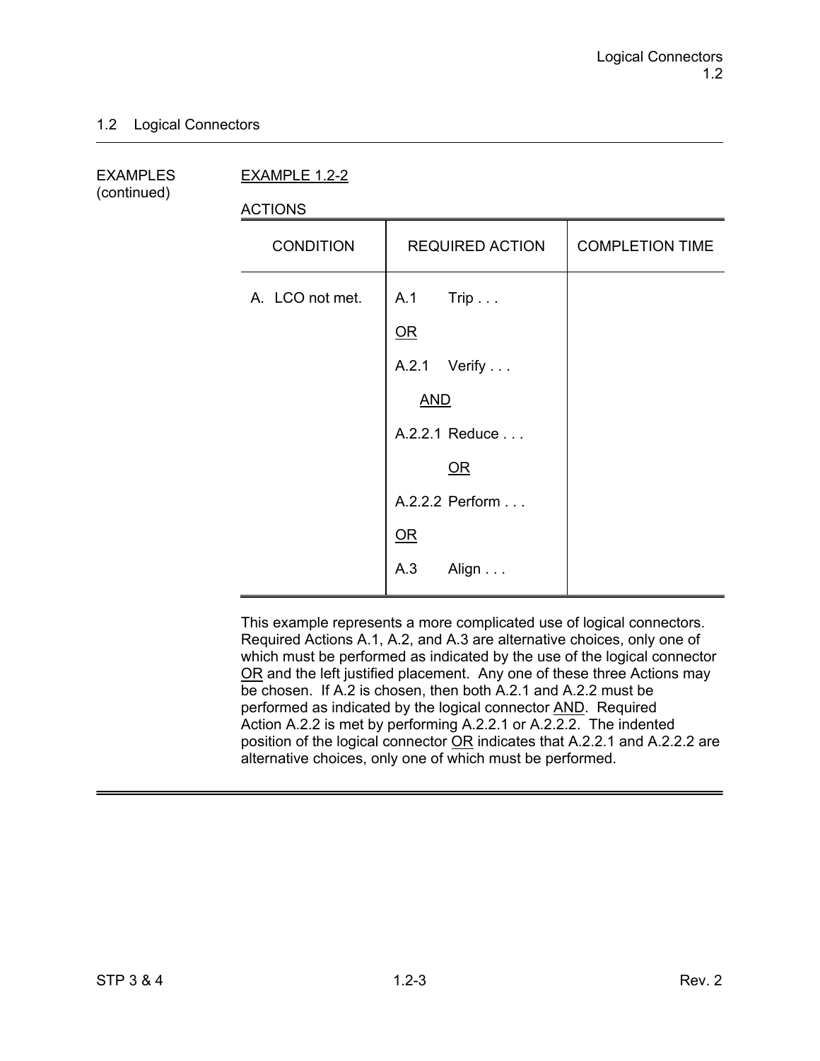## 1.2 Logical Connectors

EXAMPLES (continued)

EXAMPLE 1.2-2

ACTIONS

| CONDITION | REQUIRED ACTION | COMPLETION TIME |
|---|---|---|
| A. LCO not met. | A.1 Trip . . . | |
| | OR | |
| | A.2.1 Verify . . . | |
| | AND | |
| | A.2.2.1 Reduce . . . | |
| | OR | |
| | A.2.2.2 Perform . . . | |
| | OR | |
| | A.3 Align . . . | |

This example represents a more complicated use of logical connectors. Required Actions A.1, A.2, and A.3 are alternative choices, only one of which must be performed as indicated by the use of the logical connector OR and the left justified placement. Any one of these three Actions may be chosen. If A.2 is chosen, then both A.2.1 and A.2.2 must be performed as indicated by the logical connector AND. Required Action A.2.2 is met by performing A.2.2.1 or A.2.2.2. The indented position of the logical connector OR indicates that A.2.2.1 and A.2.2.2 are alternative choices, only one of which must be performed.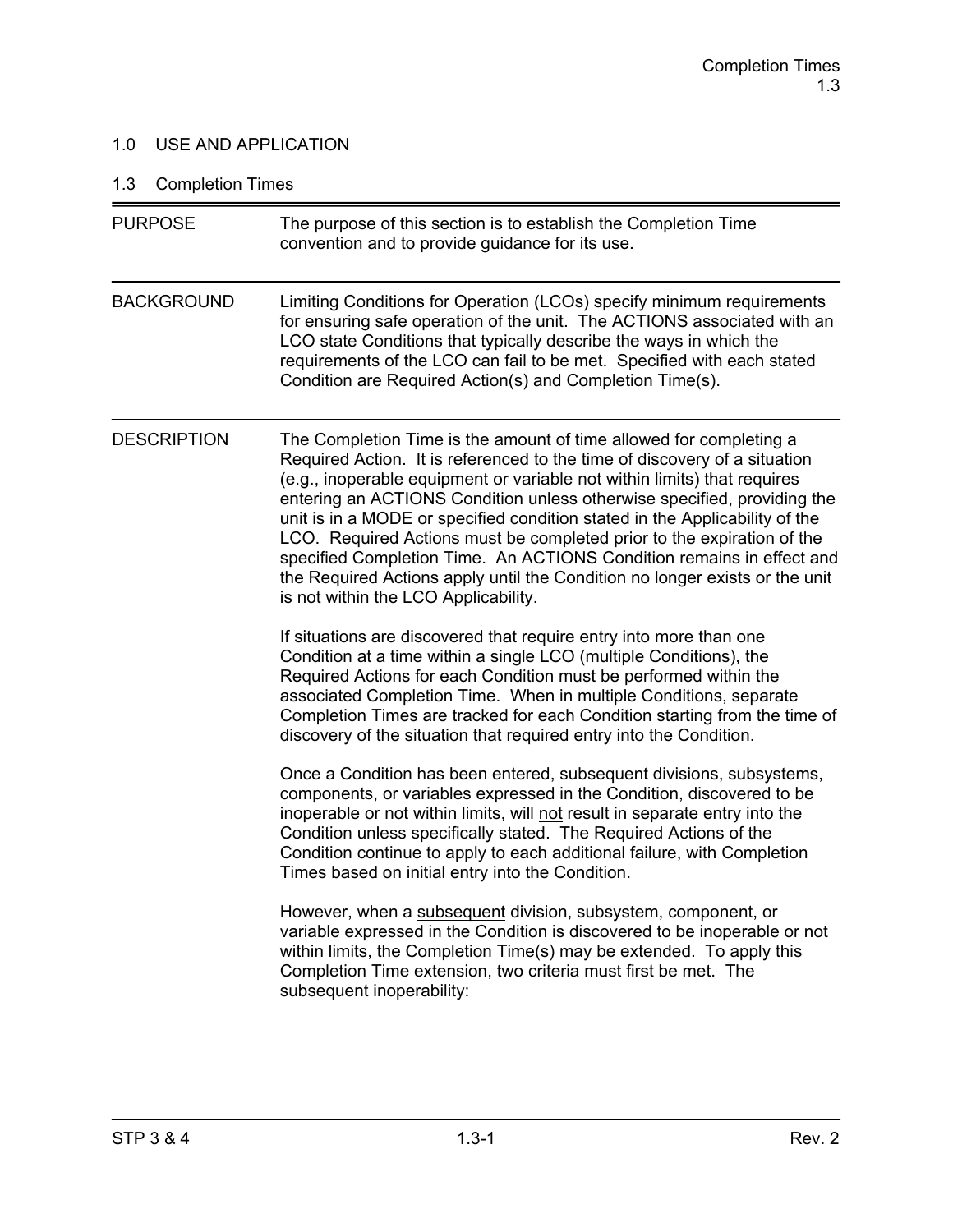## 1.0 USE AND APPLICATION

### 1.3 Completion Times

**PURPOSE**

The purpose of this section is to establish the Completion Time convention and to provide guidance for its use.

**BACKGROUND**

Limiting Conditions for Operation (LCOs) specify minimum requirements for ensuring safe operation of the unit. The ACTIONS associated with an LCO state Conditions that typically describe the ways in which the requirements of the LCO can fail to be met. Specified with each stated Condition are Required Action(s) and Completion Time(s).

**DESCRIPTION**

The Completion Time is the amount of time allowed for completing a Required Action. It is referenced to the time of discovery of a situation (e.g., inoperable equipment or variable not within limits) that requires entering an ACTIONS Condition unless otherwise specified, providing the unit is in a MODE or specified condition stated in the Applicability of the LCO. Required Actions must be completed prior to the expiration of the specified Completion Time. An ACTIONS Condition remains in effect and the Required Actions apply until the Condition no longer exists or the unit is not within the LCO Applicability.

If situations are discovered that require entry into more than one Condition at a time within a single LCO (multiple Conditions), the Required Actions for each Condition must be performed within the associated Completion Time. When in multiple Conditions, separate Completion Times are tracked for each Condition starting from the time of discovery of the situation that required entry into the Condition.

Once a Condition has been entered, subsequent divisions, subsystems, components, or variables expressed in the Condition, discovered to be inoperable or not within limits, will <u>not</u> result in separate entry into the Condition unless specifically stated. The Required Actions of the Condition continue to apply to each additional failure, with Completion Times based on initial entry into the Condition.

However, when a <u>subsequent</u> division, subsystem, component, or variable expressed in the Condition is discovered to be inoperable or not within limits, the Completion Time(s) may be extended. To apply this Completion Time extension, two criteria must first be met. The subsequent inoperability: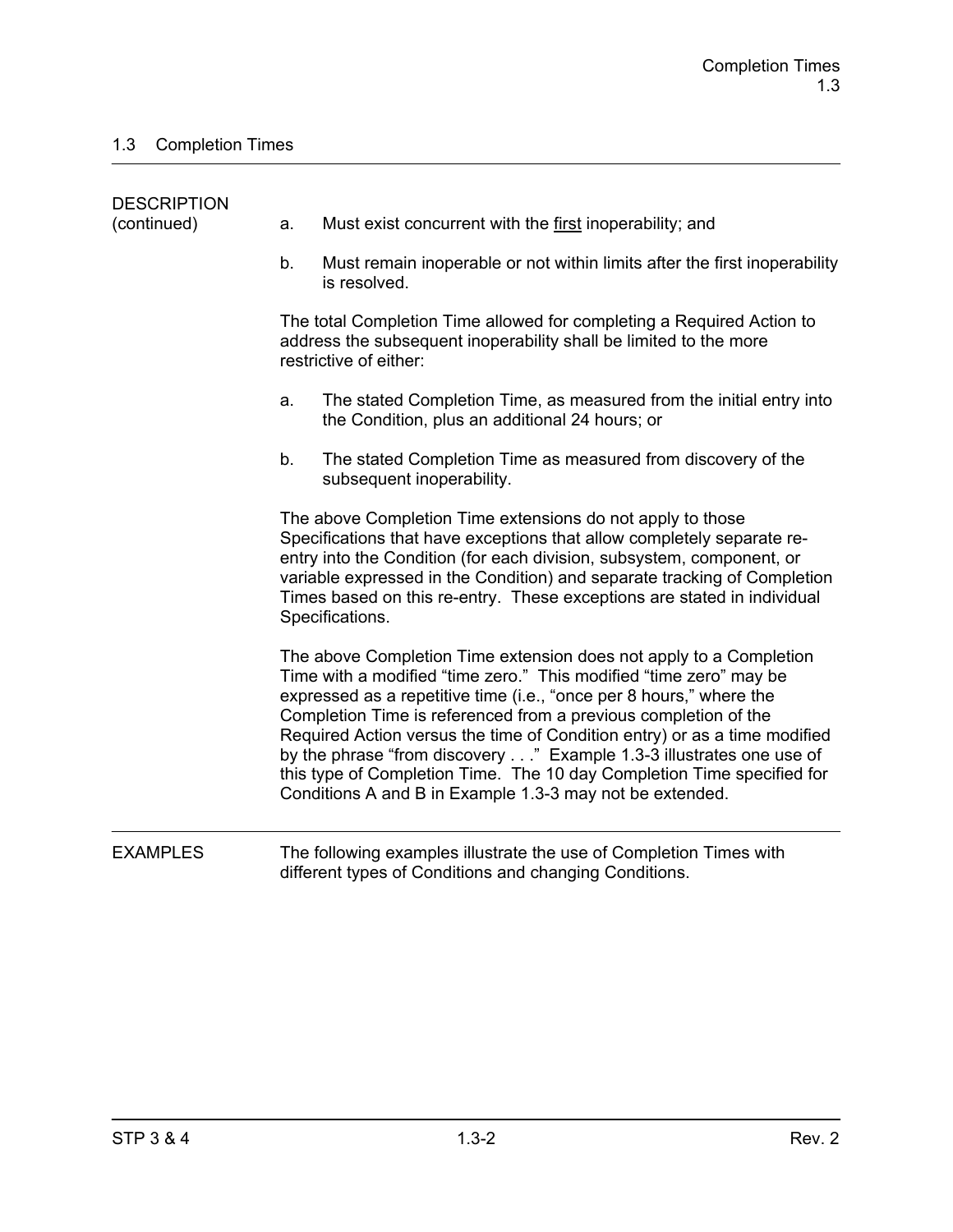## 1.3 Completion Times

DESCRIPTION (continued)

a. Must exist concurrent with the first inoperability; and

b. Must remain inoperable or not within limits after the first inoperability is resolved.

The total Completion Time allowed for completing a Required Action to address the subsequent inoperability shall be limited to the more restrictive of either:

a. The stated Completion Time, as measured from the initial entry into the Condition, plus an additional 24 hours; or

b. The stated Completion Time as measured from discovery of the subsequent inoperability.

The above Completion Time extensions do not apply to those Specifications that have exceptions that allow completely separate re-entry into the Condition (for each division, subsystem, component, or variable expressed in the Condition) and separate tracking of Completion Times based on this re-entry. These exceptions are stated in individual Specifications.

The above Completion Time extension does not apply to a Completion Time with a modified "time zero." This modified "time zero" may be expressed as a repetitive time (i.e., "once per 8 hours," where the Completion Time is referenced from a previous completion of the Required Action versus the time of Condition entry) or as a time modified by the phrase "from discovery . . ." Example 1.3-3 illustrates one use of this type of Completion Time. The 10 day Completion Time specified for Conditions A and B in Example 1.3-3 may not be extended.

EXAMPLES

The following examples illustrate the use of Completion Times with different types of Conditions and changing Conditions.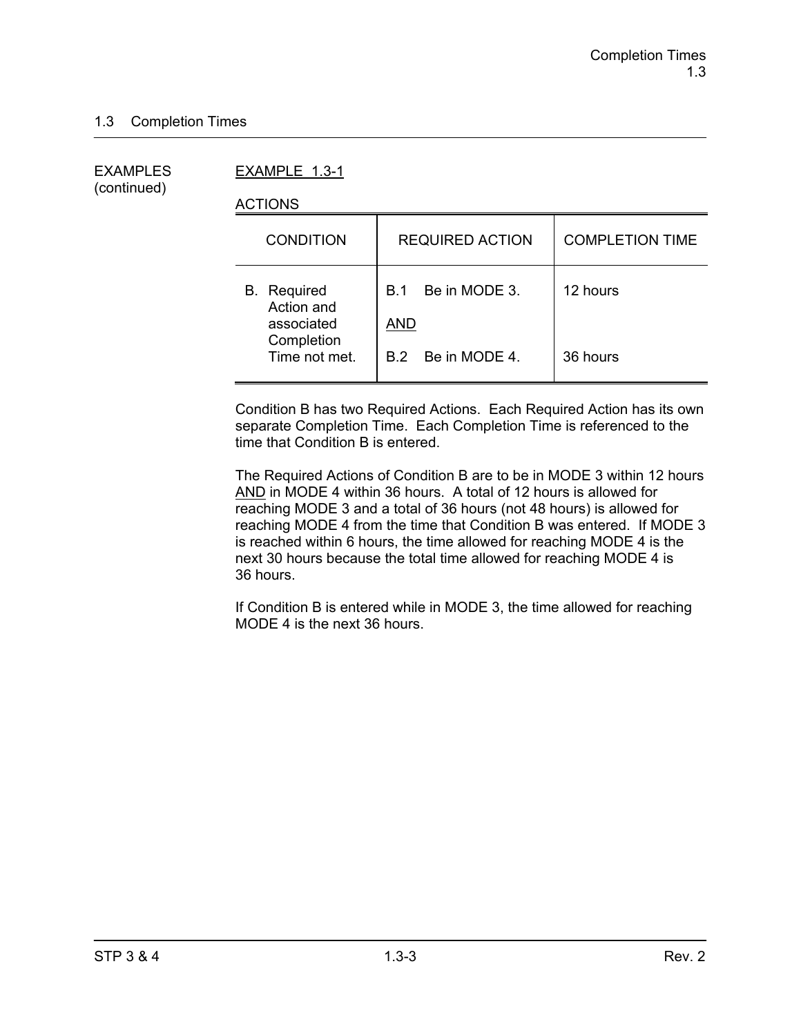## 1.3 Completion Times

EXAMPLES (continued)

EXAMPLE 1.3-1

ACTIONS

| CONDITION | REQUIRED ACTION | COMPLETION TIME |
|---|---|---|
| B. Required Action and associated Completion Time not met. | B.1 Be in MODE 3. | 12 hours |
| | AND | |
| | B.2 Be in MODE 4. | 36 hours |

Condition B has two Required Actions. Each Required Action has its own separate Completion Time. Each Completion Time is referenced to the time that Condition B is entered.

The Required Actions of Condition B are to be in MODE 3 within 12 hours AND in MODE 4 within 36 hours. A total of 12 hours is allowed for reaching MODE 3 and a total of 36 hours (not 48 hours) is allowed for reaching MODE 4 from the time that Condition B was entered. If MODE 3 is reached within 6 hours, the time allowed for reaching MODE 4 is the next 30 hours because the total time allowed for reaching MODE 4 is 36 hours.

If Condition B is entered while in MODE 3, the time allowed for reaching MODE 4 is the next 36 hours.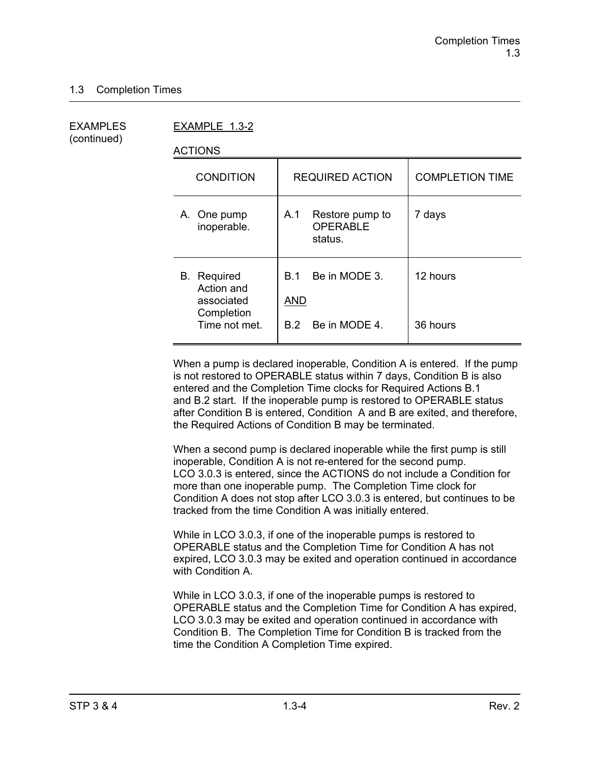## 1.3 Completion Times

EXAMPLES (continued)

EXAMPLE 1.3-2

ACTIONS

| CONDITION | REQUIRED ACTION | COMPLETION TIME |
|---|---|---|
| A. One pump inoperable. | A.1 Restore pump to OPERABLE status. | 7 days |
| B. Required Action and associated Completion Time not met. | B.1 Be in MODE 3.<br><br>AND<br><br>B.2 Be in MODE 4. | 12 hours<br><br><br><br>36 hours |

When a pump is declared inoperable, Condition A is entered. If the pump is not restored to OPERABLE status within 7 days, Condition B is also entered and the Completion Time clocks for Required Actions B.1 and B.2 start. If the inoperable pump is restored to OPERABLE status after Condition B is entered, Condition A and B are exited, and therefore, the Required Actions of Condition B may be terminated.

When a second pump is declared inoperable while the first pump is still inoperable, Condition A is not re-entered for the second pump. LCO 3.0.3 is entered, since the ACTIONS do not include a Condition for more than one inoperable pump. The Completion Time clock for Condition A does not stop after LCO 3.0.3 is entered, but continues to be tracked from the time Condition A was initially entered.

While in LCO 3.0.3, if one of the inoperable pumps is restored to OPERABLE status and the Completion Time for Condition A has not expired, LCO 3.0.3 may be exited and operation continued in accordance with Condition A.

While in LCO 3.0.3, if one of the inoperable pumps is restored to OPERABLE status and the Completion Time for Condition A has expired, LCO 3.0.3 may be exited and operation continued in accordance with Condition B. The Completion Time for Condition B is tracked from the time the Condition A Completion Time expired.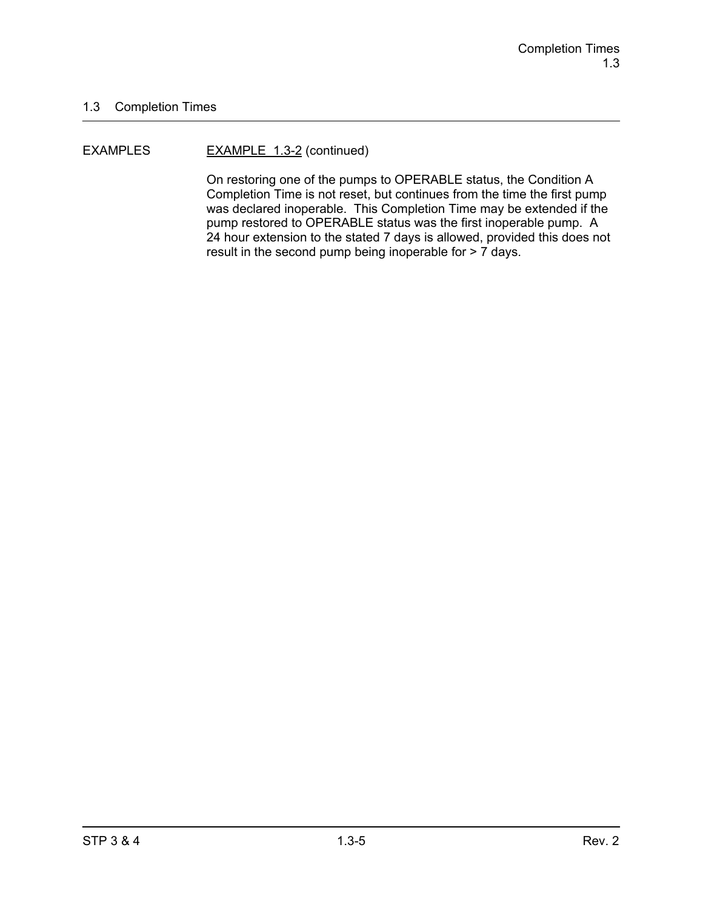## 1.3 Completion Times

EXAMPLES

EXAMPLE 1.3-2 (continued)

On restoring one of the pumps to OPERABLE status, the Condition A Completion Time is not reset, but continues from the time the first pump was declared inoperable. This Completion Time may be extended if the pump restored to OPERABLE status was the first inoperable pump. A 24 hour extension to the stated 7 days is allowed, provided this does not result in the second pump being inoperable for > 7 days.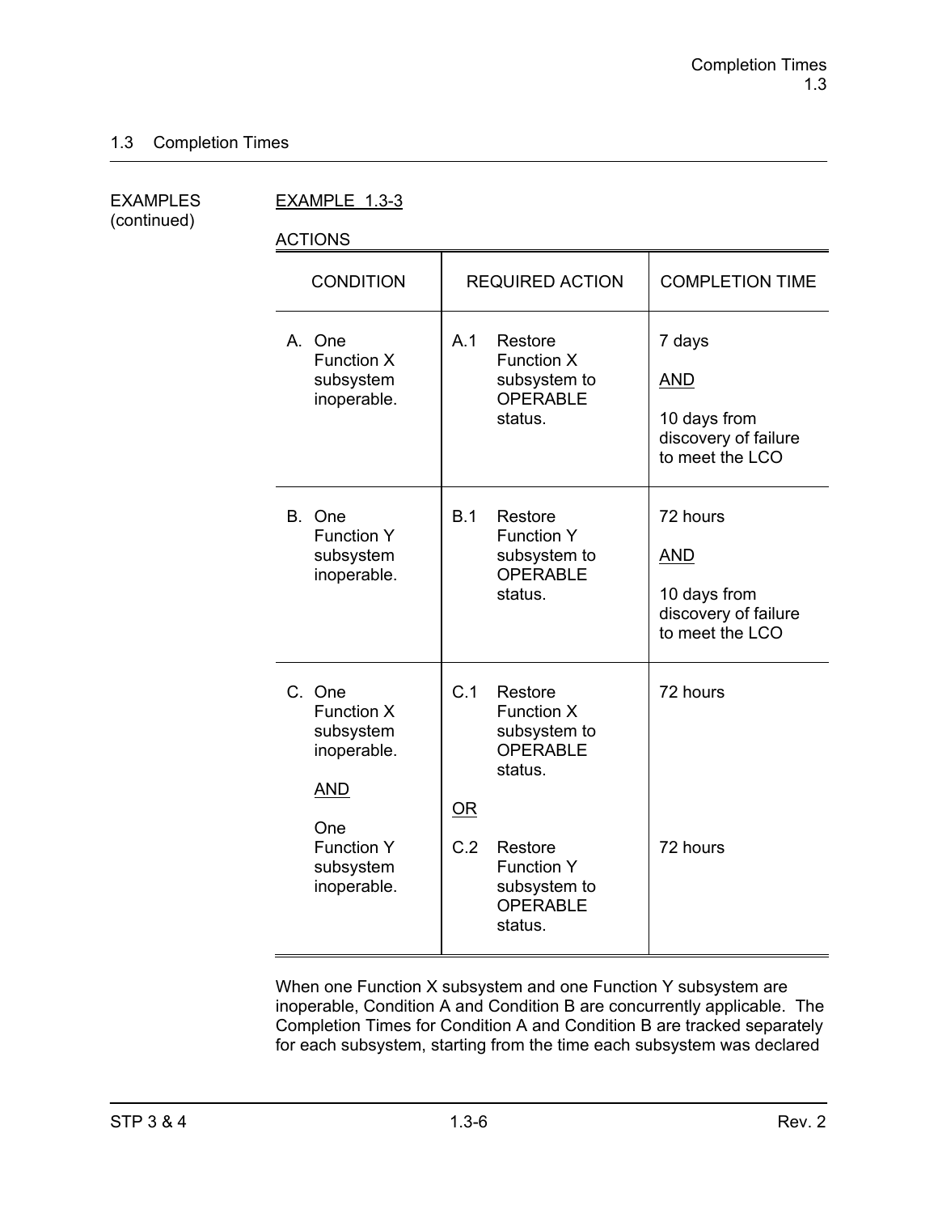## 1.3 Completion Times

EXAMPLES (continued)

EXAMPLE 1.3-3

ACTIONS

| CONDITION | REQUIRED ACTION | COMPLETION TIME |
|---|---|---|
| A. One Function X subsystem inoperable. | A.1 Restore Function X subsystem to OPERABLE status. | 7 days<br><br>AND<br><br>10 days from discovery of failure to meet the LCO |
| B. One Function Y subsystem inoperable. | B.1 Restore Function Y subsystem to OPERABLE status. | 72 hours<br><br>AND<br><br>10 days from discovery of failure to meet the LCO |
| C. One Function X subsystem inoperable.<br><br>AND<br><br>One Function Y subsystem inoperable. | C.1 Restore Function X subsystem to OPERABLE status.<br><br>OR<br><br>C.2 Restore Function Y subsystem to OPERABLE status. | 72 hours<br><br><br><br>72 hours |

When one Function X subsystem and one Function Y subsystem are inoperable, Condition A and Condition B are concurrently applicable. The Completion Times for Condition A and Condition B are tracked separately for each subsystem, starting from the time each subsystem was declared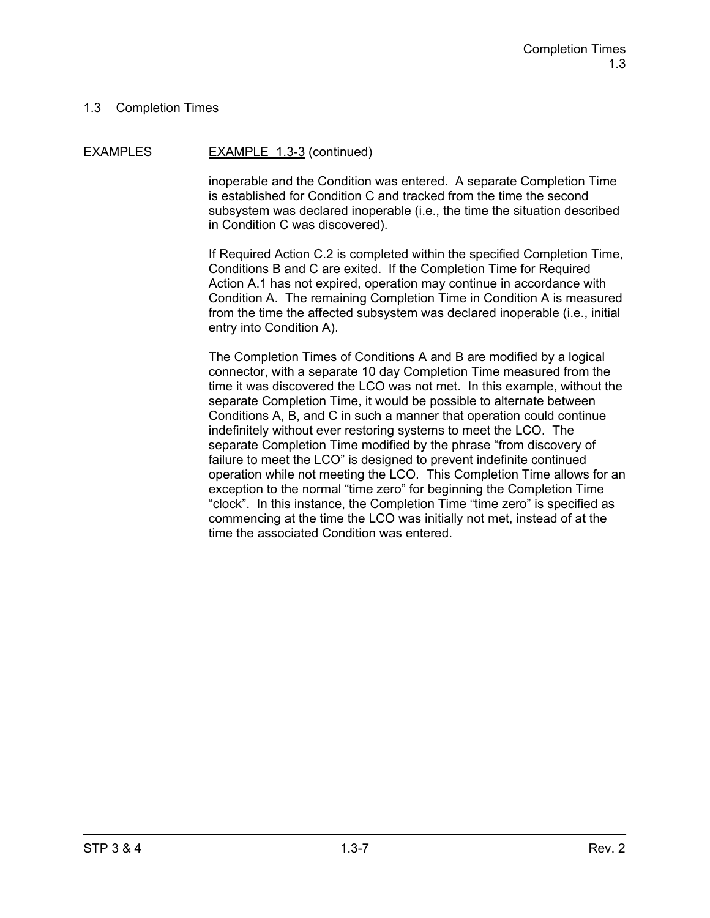## 1.3 Completion Times

EXAMPLES

EXAMPLE 1.3-3 (continued)

inoperable and the Condition was entered. A separate Completion Time is established for Condition C and tracked from the time the second subsystem was declared inoperable (i.e., the time the situation described in Condition C was discovered).

If Required Action C.2 is completed within the specified Completion Time, Conditions B and C are exited. If the Completion Time for Required Action A.1 has not expired, operation may continue in accordance with Condition A. The remaining Completion Time in Condition A is measured from the time the affected subsystem was declared inoperable (i.e., initial entry into Condition A).

The Completion Times of Conditions A and B are modified by a logical connector, with a separate 10 day Completion Time measured from the time it was discovered the LCO was not met. In this example, without the separate Completion Time, it would be possible to alternate between Conditions A, B, and C in such a manner that operation could continue indefinitely without ever restoring systems to meet the LCO. The separate Completion Time modified by the phrase "from discovery of failure to meet the LCO" is designed to prevent indefinite continued operation while not meeting the LCO. This Completion Time allows for an exception to the normal "time zero" for beginning the Completion Time "clock". In this instance, the Completion Time "time zero" is specified as commencing at the time the LCO was initially not met, instead of at the time the associated Condition was entered.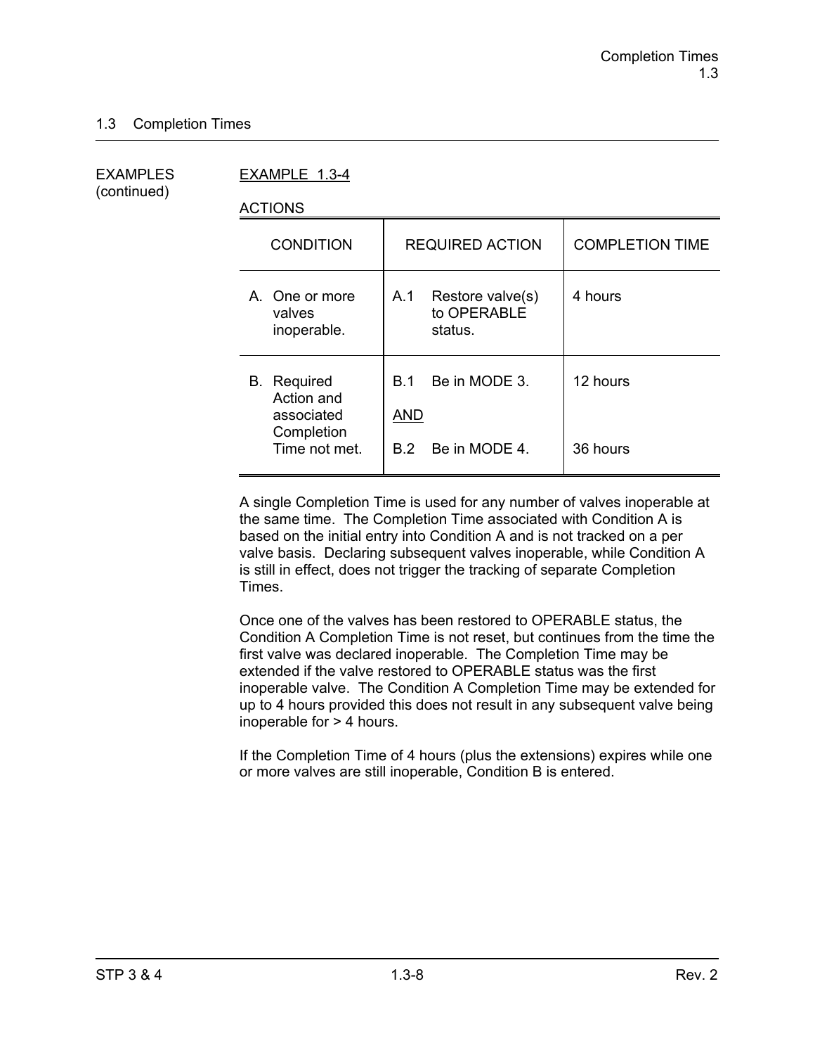## 1.3 Completion Times

EXAMPLES (continued)

EXAMPLE 1.3-4

ACTIONS

| CONDITION | REQUIRED ACTION | COMPLETION TIME |
|---|---|---|
| A. One or more valves inoperable. | A.1 Restore valve(s) to OPERABLE status. | 4 hours |
| B. Required Action and associated Completion Time not met. | B.1 Be in MODE 3.<br><br>AND<br><br>B.2 Be in MODE 4. | 12 hours<br><br><br><br>36 hours |

A single Completion Time is used for any number of valves inoperable at the same time. The Completion Time associated with Condition A is based on the initial entry into Condition A and is not tracked on a per valve basis. Declaring subsequent valves inoperable, while Condition A is still in effect, does not trigger the tracking of separate Completion Times.

Once one of the valves has been restored to OPERABLE status, the Condition A Completion Time is not reset, but continues from the time the first valve was declared inoperable. The Completion Time may be extended if the valve restored to OPERABLE status was the first inoperable valve. The Condition A Completion Time may be extended for up to 4 hours provided this does not result in any subsequent valve being inoperable for > 4 hours.

If the Completion Time of 4 hours (plus the extensions) expires while one or more valves are still inoperable, Condition B is entered.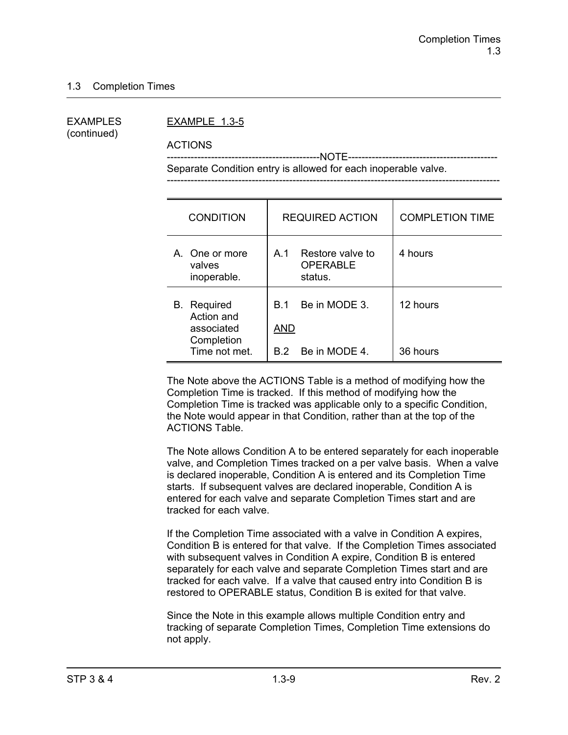## 1.3 Completion Times

EXAMPLES (continued)

EXAMPLE 1.3-5

ACTIONS

---------------------------------------------NOTE---------------------------------------------
Separate Condition entry is allowed for each inoperable valve.
-----------------------------------------------------------------------------------------------

| CONDITION | REQUIRED ACTION | COMPLETION TIME |
|---|---|---|
| A. One or more valves inoperable. | A.1 Restore valve to OPERABLE status. | 4 hours |
| B. Required Action and associated Completion Time not met. | B.1 Be in MODE 3.<br><br>AND<br><br>B.2 Be in MODE 4. | 12 hours<br><br><br><br>36 hours |

The Note above the ACTIONS Table is a method of modifying how the Completion Time is tracked. If this method of modifying how the Completion Time is tracked was applicable only to a specific Condition, the Note would appear in that Condition, rather than at the top of the ACTIONS Table.

The Note allows Condition A to be entered separately for each inoperable valve, and Completion Times tracked on a per valve basis. When a valve is declared inoperable, Condition A is entered and its Completion Time starts. If subsequent valves are declared inoperable, Condition A is entered for each valve and separate Completion Times start and are tracked for each valve.

If the Completion Time associated with a valve in Condition A expires, Condition B is entered for that valve. If the Completion Times associated with subsequent valves in Condition A expire, Condition B is entered separately for each valve and separate Completion Times start and are tracked for each valve. If a valve that caused entry into Condition B is restored to OPERABLE status, Condition B is exited for that valve.

Since the Note in this example allows multiple Condition entry and tracking of separate Completion Times, Completion Time extensions do not apply.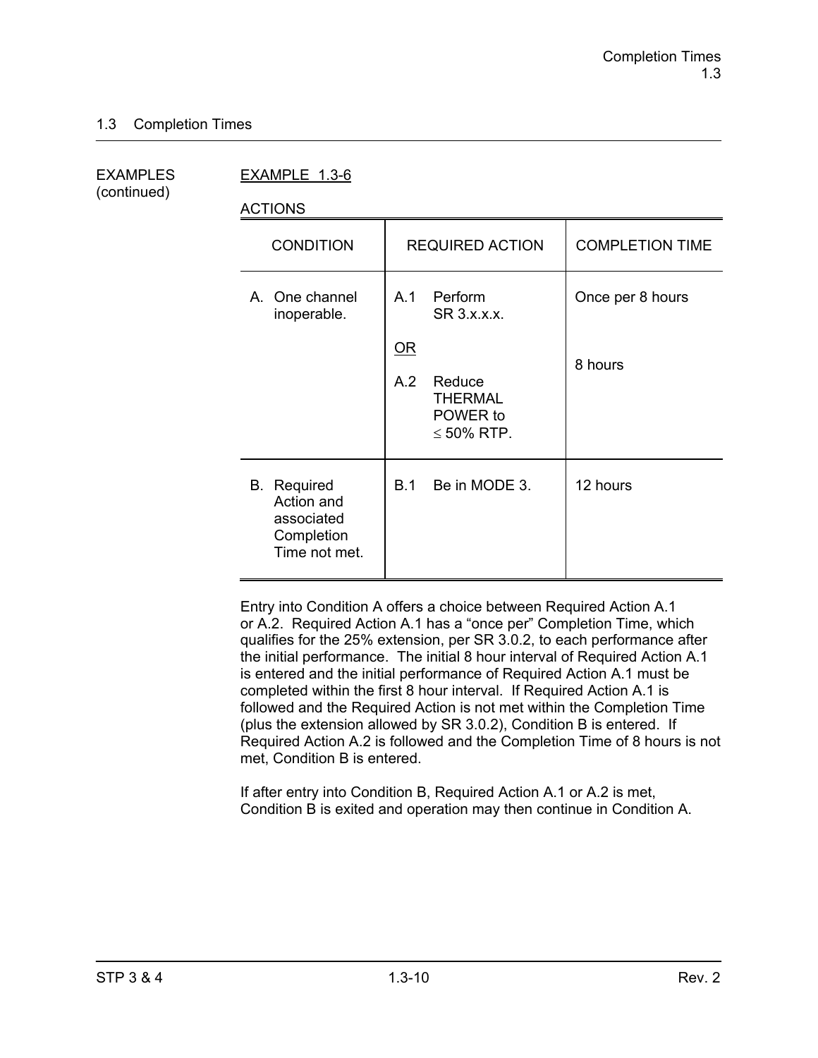## 1.3 Completion Times

EXAMPLES (continued)

EXAMPLE 1.3-6

ACTIONS

| CONDITION | REQUIRED ACTION | COMPLETION TIME |
|---|---|---|
| A. One channel inoperable. | A.1 Perform SR 3.x.x.x.<br><br>OR<br><br>A.2 Reduce THERMAL POWER to ≤ 50% RTP. | Once per 8 hours<br><br><br><br>8 hours |
| B. Required Action and associated Completion Time not met. | B.1 Be in MODE 3. | 12 hours |

Entry into Condition A offers a choice between Required Action A.1 or A.2. Required Action A.1 has a "once per" Completion Time, which qualifies for the 25% extension, per SR 3.0.2, to each performance after the initial performance. The initial 8 hour interval of Required Action A.1 is entered and the initial performance of Required Action A.1 must be completed within the first 8 hour interval. If Required Action A.1 is followed and the Required Action is not met within the Completion Time (plus the extension allowed by SR 3.0.2), Condition B is entered. If Required Action A.2 is followed and the Completion Time of 8 hours is not met, Condition B is entered.

If after entry into Condition B, Required Action A.1 or A.2 is met, Condition B is exited and operation may then continue in Condition A.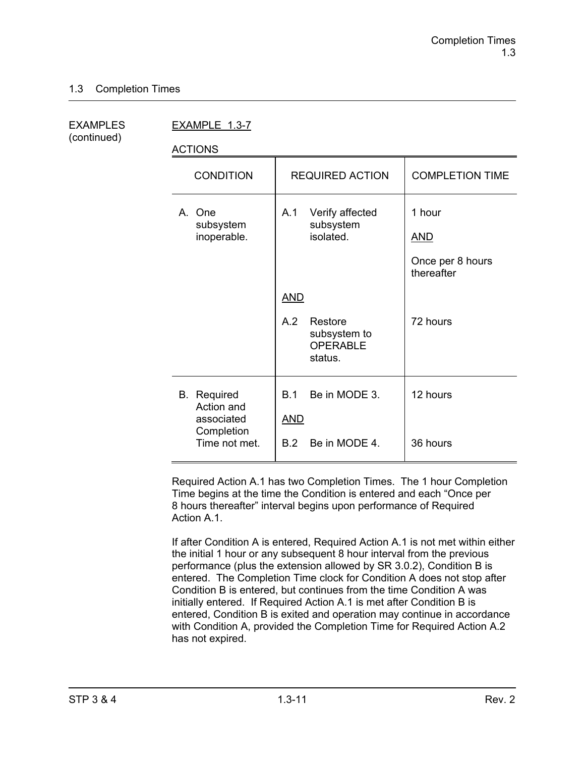## 1.3 Completion Times

EXAMPLES (continued)

EXAMPLE 1.3-7

ACTIONS

| CONDITION | REQUIRED ACTION | COMPLETION TIME |
|---|---|---|
| A. One subsystem inoperable. | A.1 Verify affected subsystem isolated. | 1 hour <br> AND <br> Once per 8 hours thereafter |
| | AND | |
| | A.2 Restore subsystem to OPERABLE status. | 72 hours |
| B. Required Action and associated Completion Time not met. | B.1 Be in MODE 3. | 12 hours |
| | AND | |
| | B.2 Be in MODE 4. | 36 hours |

Required Action A.1 has two Completion Times. The 1 hour Completion Time begins at the time the Condition is entered and each "Once per 8 hours thereafter" interval begins upon performance of Required Action A.1.

If after Condition A is entered, Required Action A.1 is not met within either the initial 1 hour or any subsequent 8 hour interval from the previous performance (plus the extension allowed by SR 3.0.2), Condition B is entered. The Completion Time clock for Condition A does not stop after Condition B is entered, but continues from the time Condition A was initially entered. If Required Action A.1 is met after Condition B is entered, Condition B is exited and operation may continue in accordance with Condition A, provided the Completion Time for Required Action A.2 has not expired.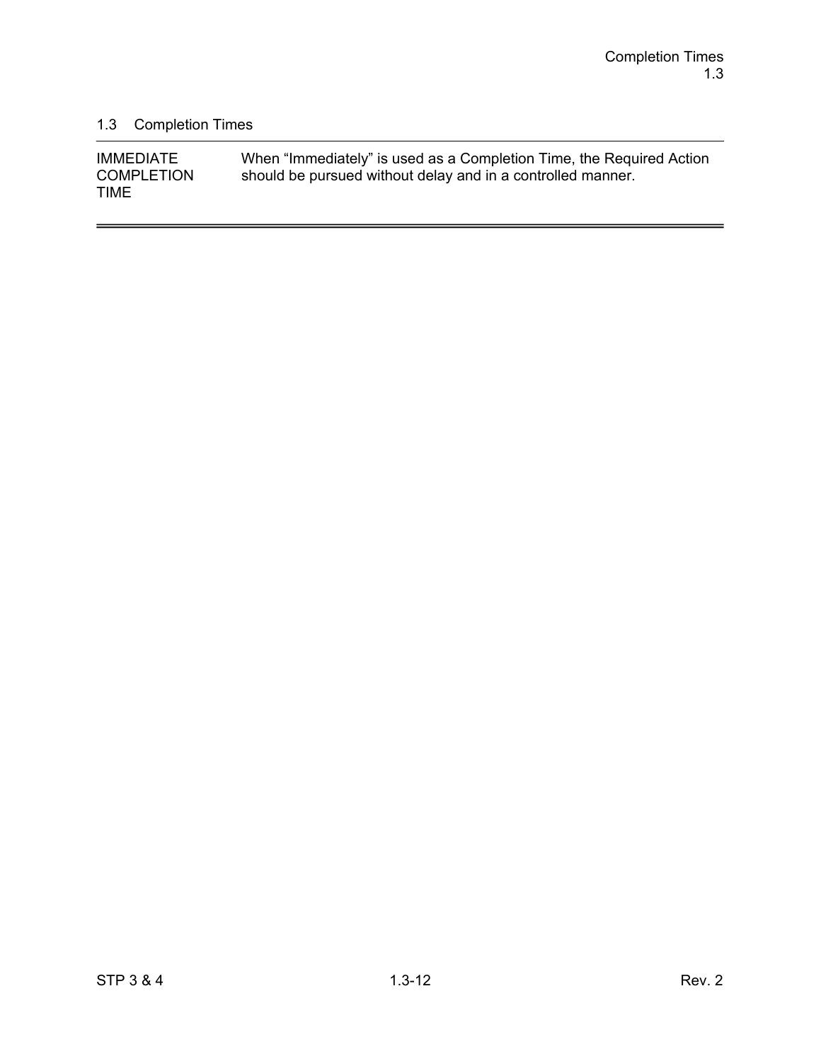## 1.3 Completion Times

| | |
|---|---|
| IMMEDIATE COMPLETION TIME | When “Immediately” is used as a Completion Time, the Required Action should be pursued without delay and in a controlled manner. |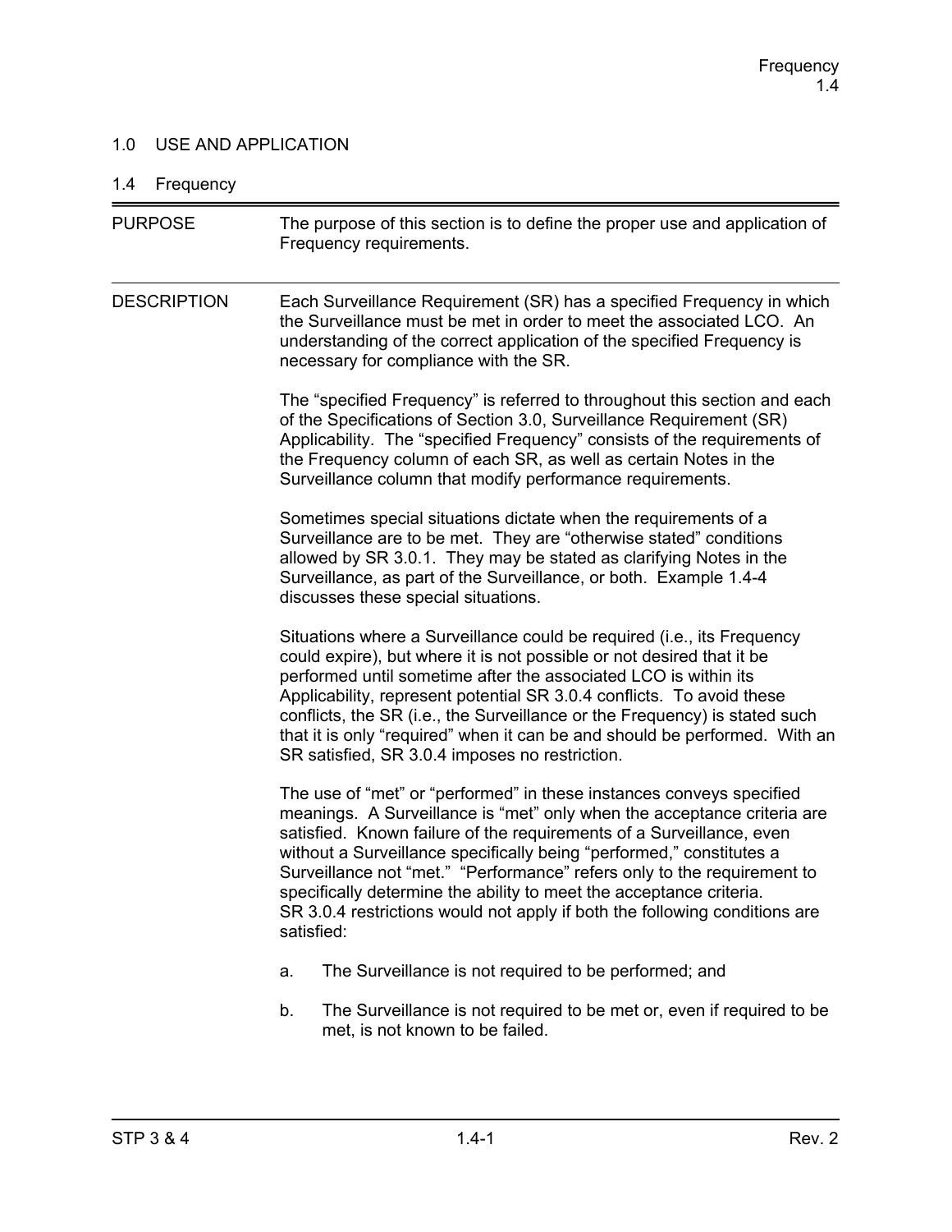## 1.0 USE AND APPLICATION

### 1.4 Frequency

PURPOSE

The purpose of this section is to define the proper use and application of Frequency requirements.

DESCRIPTION

Each Surveillance Requirement (SR) has a specified Frequency in which the Surveillance must be met in order to meet the associated LCO. An understanding of the correct application of the specified Frequency is necessary for compliance with the SR.

The "specified Frequency" is referred to throughout this section and each of the Specifications of Section 3.0, Surveillance Requirement (SR) Applicability. The "specified Frequency" consists of the requirements of the Frequency column of each SR, as well as certain Notes in the Surveillance column that modify performance requirements.

Sometimes special situations dictate when the requirements of a Surveillance are to be met. They are "otherwise stated" conditions allowed by SR 3.0.1. They may be stated as clarifying Notes in the Surveillance, as part of the Surveillance, or both. Example 1.4-4 discusses these special situations.

Situations where a Surveillance could be required (i.e., its Frequency could expire), but where it is not possible or not desired that it be performed until sometime after the associated LCO is within its Applicability, represent potential SR 3.0.4 conflicts. To avoid these conflicts, the SR (i.e., the Surveillance or the Frequency) is stated such that it is only "required" when it can be and should be performed. With an SR satisfied, SR 3.0.4 imposes no restriction.

The use of "met" or "performed" in these instances conveys specified meanings. A Surveillance is "met" only when the acceptance criteria are satisfied. Known failure of the requirements of a Surveillance, even without a Surveillance specifically being "performed," constitutes a Surveillance not "met." "Performance" refers only to the requirement to specifically determine the ability to meet the acceptance criteria. SR 3.0.4 restrictions would not apply if both the following conditions are satisfied:

a. The Surveillance is not required to be performed; and

b. The Surveillance is not required to be met or, even if required to be met, is not known to be failed.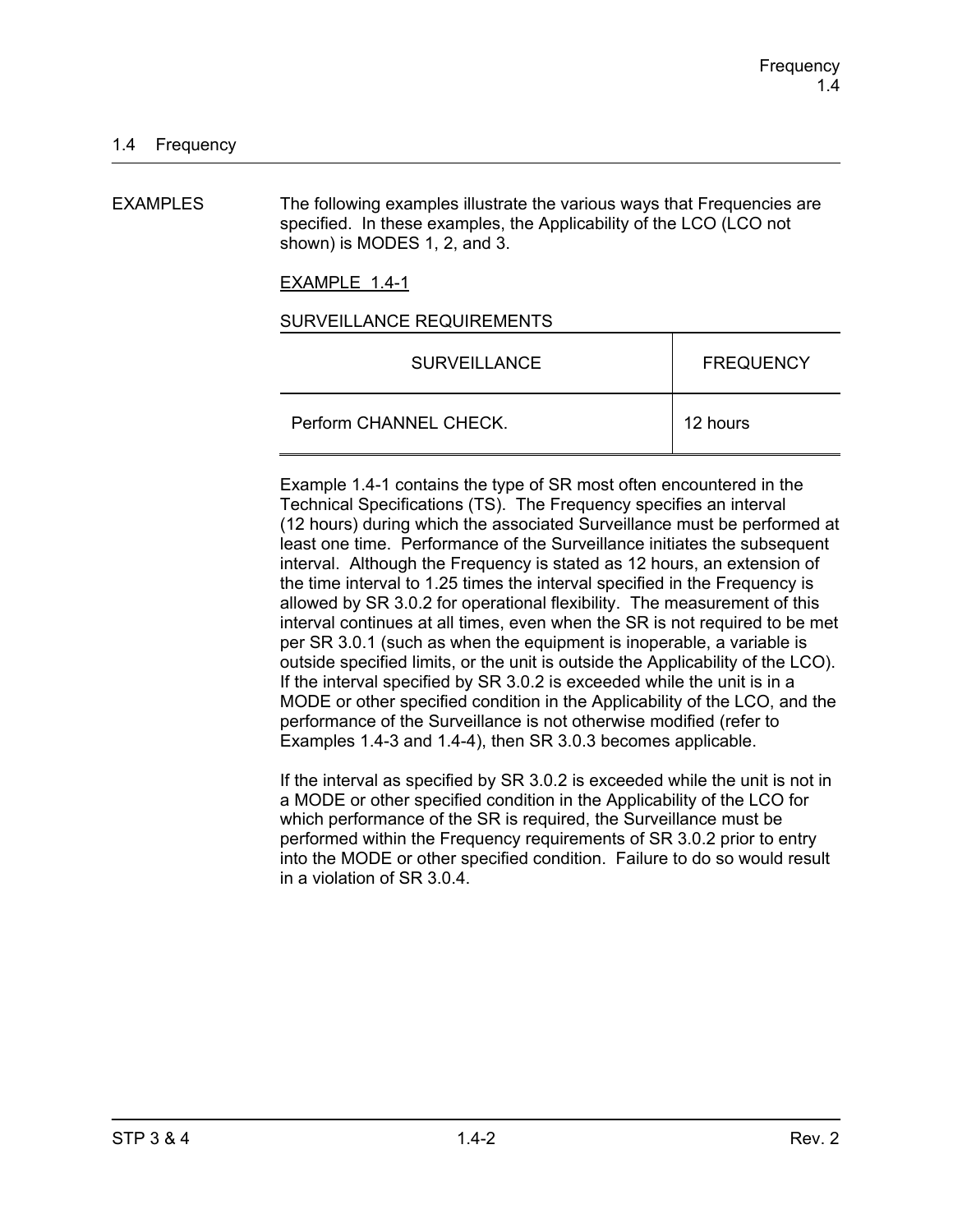## 1.4 Frequency

EXAMPLES

The following examples illustrate the various ways that Frequencies are specified. In these examples, the Applicability of the LCO (LCO not shown) is MODES 1, 2, and 3.

EXAMPLE 1.4-1

SURVEILLANCE REQUIREMENTS

| SURVEILLANCE | FREQUENCY |
|---|---|
| Perform CHANNEL CHECK. | 12 hours |

Example 1.4-1 contains the type of SR most often encountered in the Technical Specifications (TS). The Frequency specifies an interval (12 hours) during which the associated Surveillance must be performed at least one time. Performance of the Surveillance initiates the subsequent interval. Although the Frequency is stated as 12 hours, an extension of the time interval to 1.25 times the interval specified in the Frequency is allowed by SR 3.0.2 for operational flexibility. The measurement of this interval continues at all times, even when the SR is not required to be met per SR 3.0.1 (such as when the equipment is inoperable, a variable is outside specified limits, or the unit is outside the Applicability of the LCO). If the interval specified by SR 3.0.2 is exceeded while the unit is in a MODE or other specified condition in the Applicability of the LCO, and the performance of the Surveillance is not otherwise modified (refer to Examples 1.4-3 and 1.4-4), then SR 3.0.3 becomes applicable.

If the interval as specified by SR 3.0.2 is exceeded while the unit is not in a MODE or other specified condition in the Applicability of the LCO for which performance of the SR is required, the Surveillance must be performed within the Frequency requirements of SR 3.0.2 prior to entry into the MODE or other specified condition. Failure to do so would result in a violation of SR 3.0.4.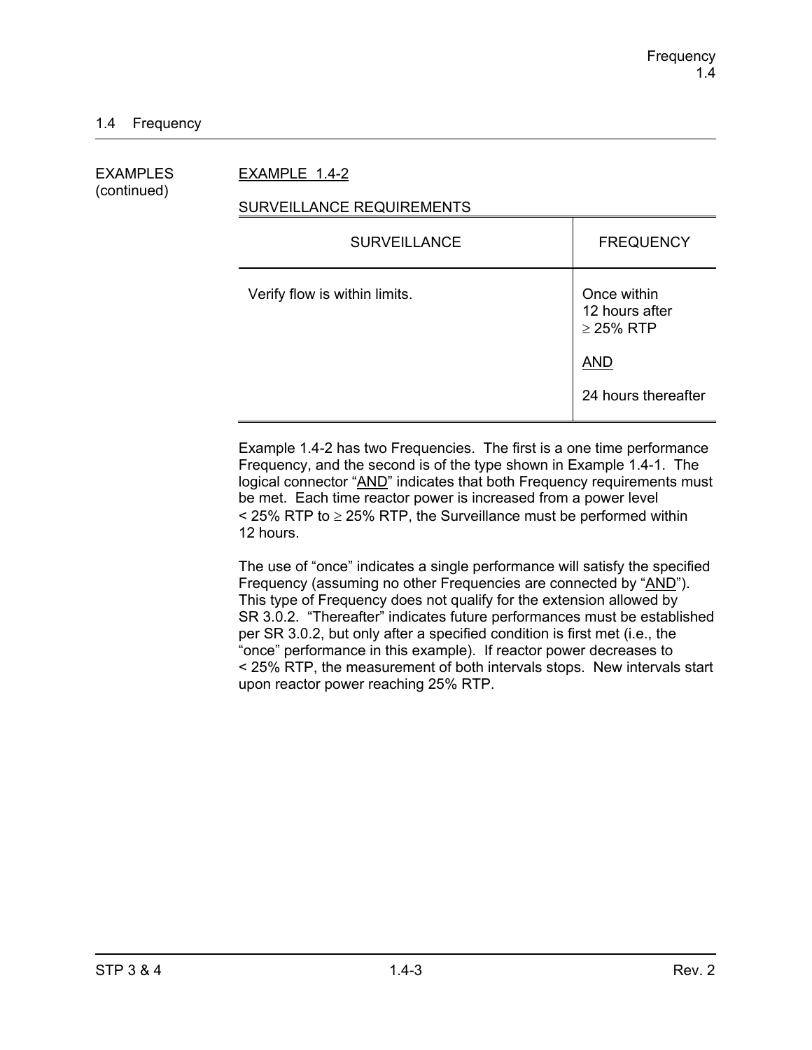## 1.4 Frequency

EXAMPLES (continued)

EXAMPLE 1.4-2

SURVEILLANCE REQUIREMENTS

| SURVEILLANCE | FREQUENCY |
|---|---|
| Verify flow is within limits. | Once within 12 hours after $\geq$ 25% RTP<br><br>AND<br><br>24 hours thereafter |

Example 1.4-2 has two Frequencies. The first is a one time performance Frequency, and the second is of the type shown in Example 1.4-1. The logical connector "AND" indicates that both Frequency requirements must be met. Each time reactor power is increased from a power level < 25% RTP to $\geq$ 25% RTP, the Surveillance must be performed within 12 hours.

The use of "once" indicates a single performance will satisfy the specified Frequency (assuming no other Frequencies are connected by "AND"). This type of Frequency does not qualify for the extension allowed by SR 3.0.2. "Thereafter" indicates future performances must be established per SR 3.0.2, but only after a specified condition is first met (i.e., the "once" performance in this example). If reactor power decreases to < 25% RTP, the measurement of both intervals stops. New intervals start upon reactor power reaching 25% RTP.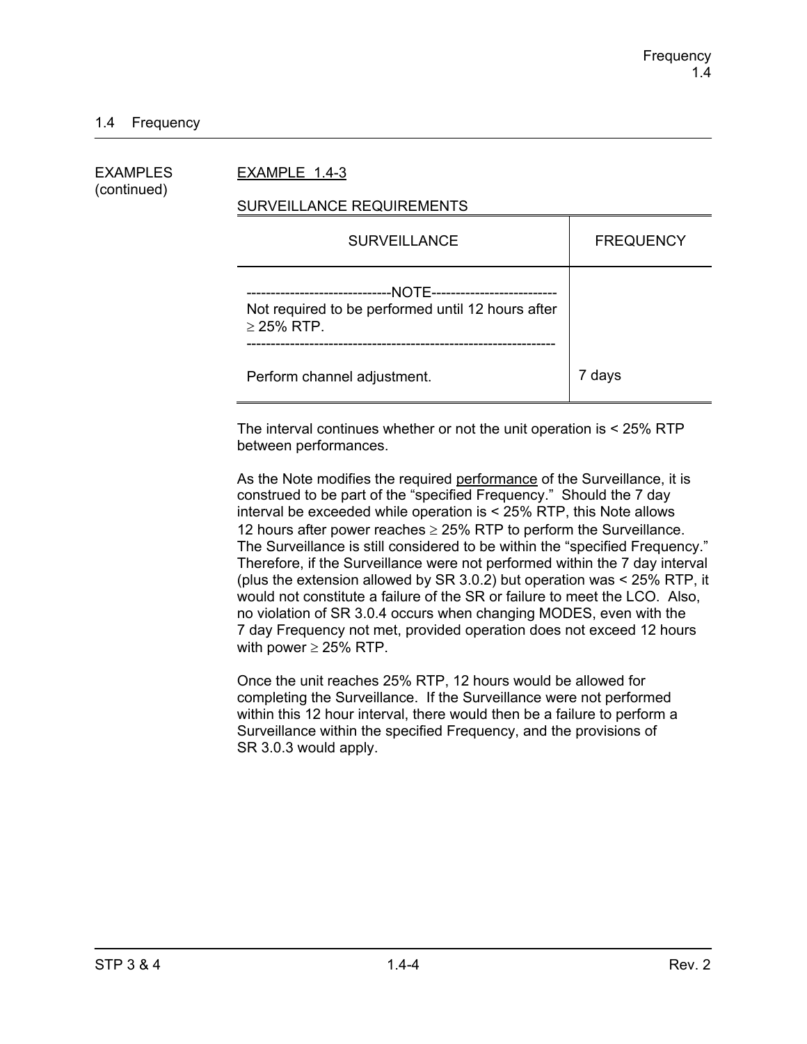## 1.4 Frequency

EXAMPLES (continued)

EXAMPLE 1.4-3

SURVEILLANCE REQUIREMENTS

| SURVEILLANCE | FREQUENCY |
|---|---|
| -----------------------------NOTE-------------------------- Not required to be performed until 12 hours after $\geq$ 25% RTP. --------------------------------------------------------------- Perform channel adjustment. | 7 days |

The interval continues whether or not the unit operation is < 25% RTP between performances.

As the Note modifies the required performance of the Surveillance, it is construed to be part of the "specified Frequency." Should the 7 day interval be exceeded while operation is < 25% RTP, this Note allows 12 hours after power reaches $\geq$ 25% RTP to perform the Surveillance. The Surveillance is still considered to be within the "specified Frequency." Therefore, if the Surveillance were not performed within the 7 day interval (plus the extension allowed by SR 3.0.2) but operation was < 25% RTP, it would not constitute a failure of the SR or failure to meet the LCO. Also, no violation of SR 3.0.4 occurs when changing MODES, even with the 7 day Frequency not met, provided operation does not exceed 12 hours with power $\geq$ 25% RTP.

Once the unit reaches 25% RTP, 12 hours would be allowed for completing the Surveillance. If the Surveillance were not performed within this 12 hour interval, there would then be a failure to perform a Surveillance within the specified Frequency, and the provisions of SR 3.0.3 would apply.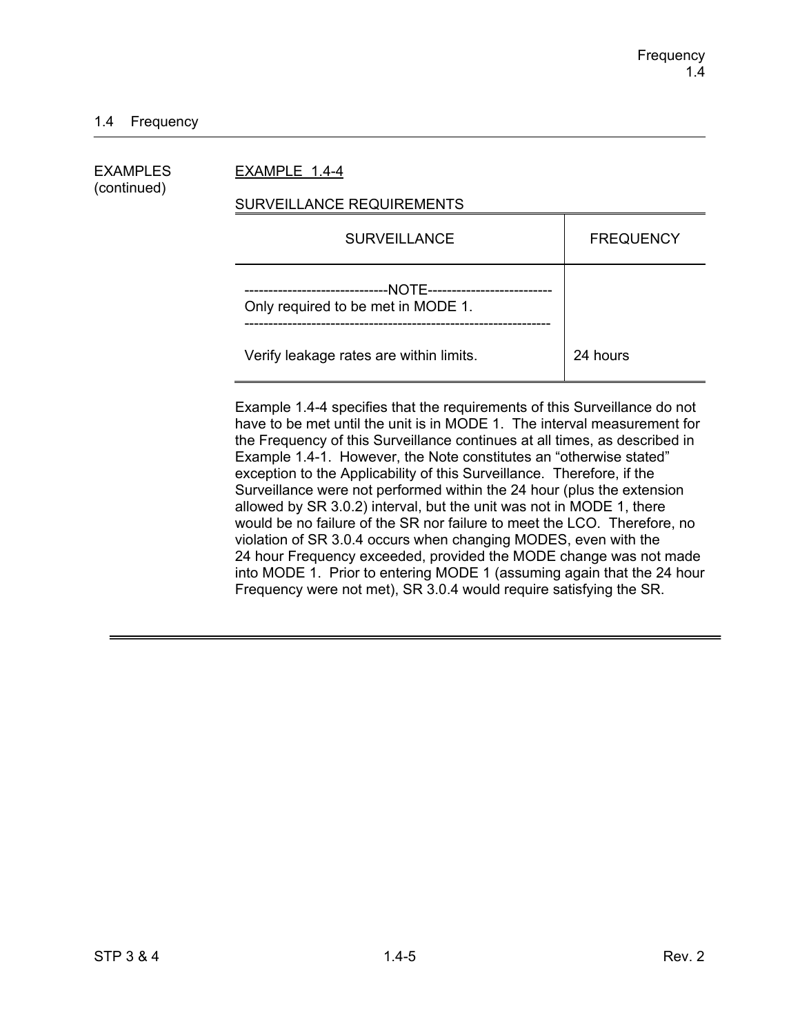## 1.4 Frequency

EXAMPLES (continued)

EXAMPLE 1.4-4

SURVEILLANCE REQUIREMENTS

| SURVEILLANCE | FREQUENCY |
|---|---|
| -----------------------------NOTE-------------------------- Only required to be met in MODE 1. ------------------------------------------------------------- Verify leakage rates are within limits. | 24 hours |

Example 1.4-4 specifies that the requirements of this Surveillance do not have to be met until the unit is in MODE 1. The interval measurement for the Frequency of this Surveillance continues at all times, as described in Example 1.4-1. However, the Note constitutes an "otherwise stated" exception to the Applicability of this Surveillance. Therefore, if the Surveillance were not performed within the 24 hour (plus the extension allowed by SR 3.0.2) interval, but the unit was not in MODE 1, there would be no failure of the SR nor failure to meet the LCO. Therefore, no violation of SR 3.0.4 occurs when changing MODES, even with the 24 hour Frequency exceeded, provided the MODE change was not made into MODE 1. Prior to entering MODE 1 (assuming again that the 24 hour Frequency were not met), SR 3.0.4 would require satisfying the SR.